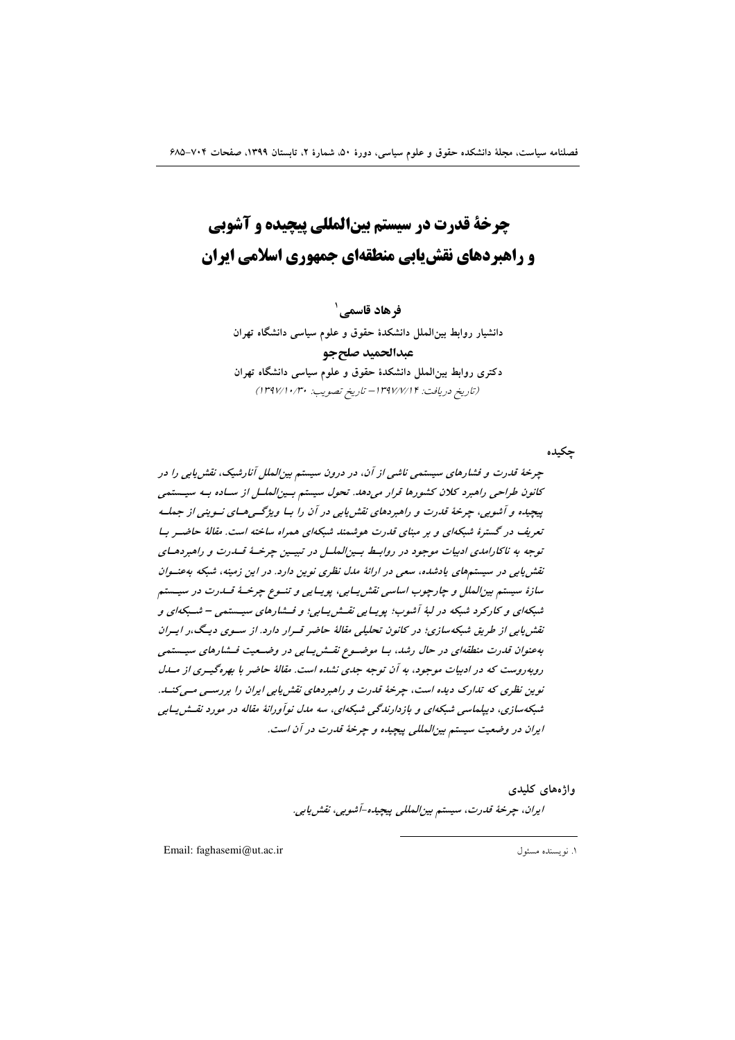# چرخۀ قدرت در سیستم بین‌المللی پیچیده و آشوبی و راهبردهای نقش‌یابی منطقه‌ای جمهوری اسلامی ایران

**فرهاد قاسمی**[1]

دانشیار روابط بین‌الملل دانشکدۀ حقوق و علوم سیاسی دانشگاه تهران

**عبدالحمید صلح‌جو**

دکتری روابط بین‌الملل دانشکدۀ حقوق و علوم سیاسی دانشگاه تهران

*(تاریخ دریافت: ۱۳۹۷/۷/۱۴ - تاریخ تصویب: ۱۳۹۷/۱۰/۳۰)*

## چکیده

*چرخۀ قدرت و فشارهای سیستمی ناشی از آن، در درون سیستم بین‌الملل آنارشیک، نقش‌یابی را در کانون طراحی راهبرد کلان کشورها قرار می‌دهد. تحول سیستم بین‌الملل از ساده به سیستمی پیچیده و آشوبی، چرخۀ قدرت و راهبردهای نقش‌یابی در آن را با ویژگی‌های نوینی از جمله تعریف در گسترۀ شبکه‌ای و بر مبنای قدرت هوشمند شبکه‌ای همراه ساخته است. مقالۀ حاضر با توجه به ناکارامدی ادبیات موجود در روابط بین‌الملل در تبیین چرخۀ قدرت و راهبردهای نقش‌یابی در سیستم‌های یادشده، سعی در ارائۀ مدل نظری نوین دارد. در این زمینه، شبکه به‌عنوان سازۀ سیستم بین‌الملل و چارچوب اساسی نقش‌یابی، پویایی و تنوع چرخۀ قدرت در سیستم شبکه‌ای و کارکرد شبکه در لبۀ آشوب؛ پویایی نقش‌یابی؛ و فشارهای سیستمی – شبکه‌ای و نقش‌یابی از طریق شبکه‌سازی؛ در کانون تحلیلی مقالۀ حاضر قرار دارد. از سوی دیگر، ایران به‌عنوان قدرت منطقه‌ای در حال رشد، با موضوع نقش‌یابی در وضعیت فشارهای سیستمی روبه‌روست که در ادبیات موجود، به آن توجه جدی نشده است. مقالۀ حاضر با بهره‌گیری از مدل نوین نظری که تدارک دیده است، چرخۀ قدرت و راهبردهای نقش‌یابی ایران را بررسی می‌کند. شبکه‌سازی، دیپلماسی شبکه‌ای و بازدارندگی شبکه‌ای، سه مدل نوآورانۀ مقاله در مورد نقش‌یابی ایران در وضعیت سیستم بین‌المللی پیچیده و چرخۀ قدرت در آن است.*

**واژه‌های کلیدی**

*ایران، چرخۀ قدرت، سیستم بین‌المللی پیچیده-آشوبی، نقش‌یابی.*

---

[1]. نویسنده مسئول &nbsp;&nbsp;&nbsp; Email: faghasemi@ut.ac.ir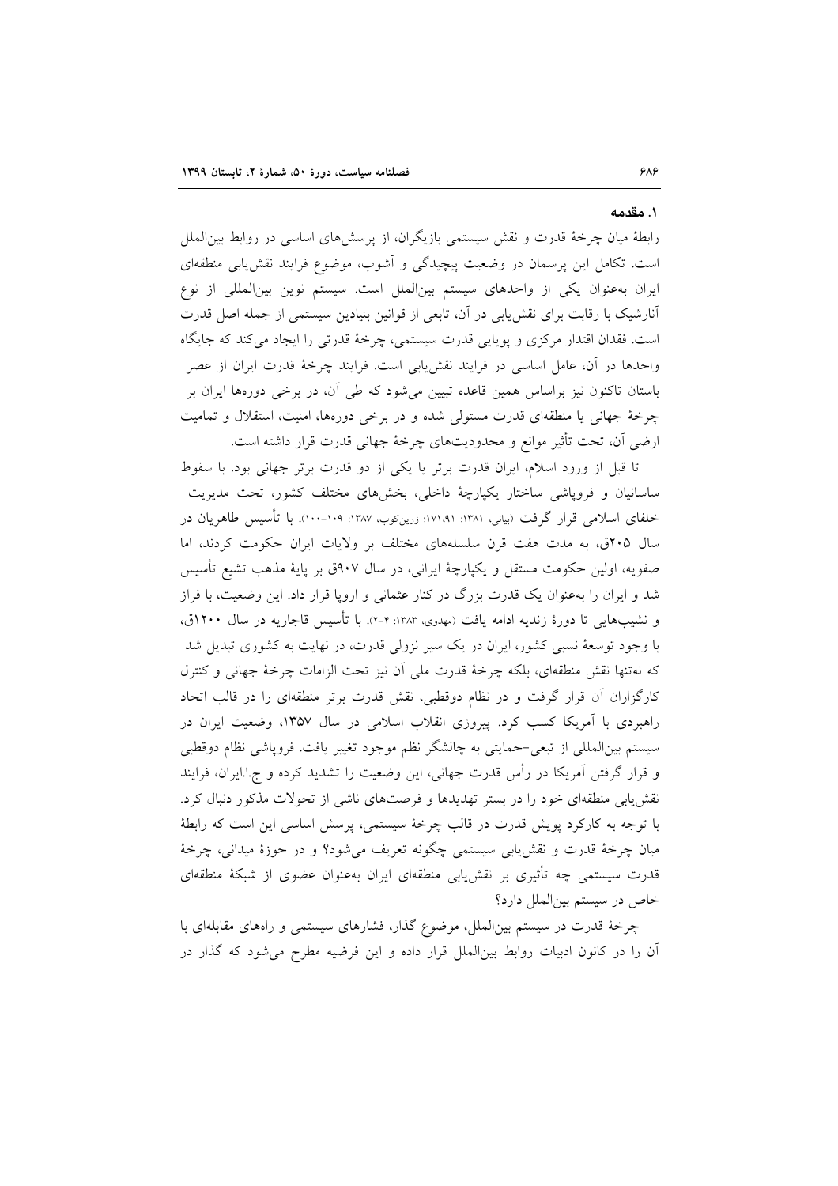## ۱. مقدمه

رابطهٔ میان چرخهٔ قدرت و نقش سیستمی بازیگران، از پرسش‌های اساسی در روابط بین‌الملل است. تکامل این پرسمان در وضعیت پیچیدگی و آشوب، موضوع فرایند نقش‌یابی منطقه‌ای ایران به‌عنوان یکی از واحدهای سیستم بین‌الملل است. سیستم نوین بین‌المللی از نوع آنارشیک با رقابت برای نقش‌یابی در آن، تابعی از قوانین بنیادین سیستمی از جمله اصل قدرت است. فقدان اقتدار مرکزی و پویایی قدرت سیستمی، چرخهٔ قدرتی را ایجاد می‌کند که جایگاه واحدها در آن، عامل اساسی در فرایند نقش‌یابی است. فرایند چرخهٔ قدرت ایران از عصر باستان تاکنون نیز براساس همین قاعده تبیین می‌شود که طی آن، در برخی دوره‌ها ایران بر چرخهٔ جهانی یا منطقه‌ای قدرت مستولی شده و در برخی دوره‌ها، امنیت، استقلال و تمامیت ارضی آن، تحت تأثیر موانع و محدودیت‌های چرخهٔ جهانی قدرت قرار داشته است.

تا قبل از ورود اسلام، ایران قدرت برتر یا یکی از دو قدرت برتر جهانی بود. با سقوط ساسانیان و فروپاشی ساختار یکپارچهٔ داخلی، بخش‌های مختلف کشور، تحت مدیریت خلفای اسلامی قرار گرفت (بیانی، ۱۳۸۱: ۹۱، ۱۷۱؛ زرین‌کوب، ۱۳۸۷: ۱۰۹-۱۰۰). با تأسیس طاهریان در سال ۲۰۵ق، به مدت هفت قرن سلسله‌های مختلف بر ولایات ایران حکومت کردند، اما صفویه، اولین حکومت مستقل و یکپارچهٔ ایرانی، در سال ۹۰۷ق بر پایهٔ مذهب تشیع تأسیس شد و ایران را به‌عنوان یک قدرت بزرگ در کنار عثمانی و اروپا قرار داد. این وضعیت، با فراز و نشیب‌هایی تا دورهٔ زندیه ادامه یافت (مهدوی، ۱۳۸۳: ۴-۲). با تأسیس قاجاریه در سال ۱۲۰۰ق، با وجود توسعهٔ نسبی کشور، ایران در یک سیر نزولی قدرت، در نهایت به کشوری تبدیل شد که نه‌تنها نقش منطقه‌ای، بلکه چرخهٔ قدرت ملی آن نیز تحت الزامات چرخهٔ جهانی و کنترل کارگزاران آن قرار گرفت و در نظام دوقطبی، نقش قدرت برتر منطقه‌ای را در قالب اتحاد راهبردی با آمریکا کسب کرد. پیروزی انقلاب اسلامی در سال ۱۳۵۷، وضعیت ایران در سیستم بین‌المللی از تبعی-حمایتی به چالشگر نظم موجود تغییر یافت. فروپاشی نظام دوقطبی و قرار گرفتن آمریکا در رأس قدرت جهانی، این وضعیت را تشدید کرده و ج.ا.ایران، فرایند نقش‌یابی منطقه‌ای خود را در بستر تهدیدها و فرصت‌های ناشی از تحولات مذکور دنبال کرد. با توجه به کارکرد پویش قدرت در قالب چرخهٔ سیستمی، پرسش اساسی این است که رابطهٔ میان چرخهٔ قدرت و نقش‌یابی سیستمی چگونه تعریف می‌شود؟ و در حوزهٔ میدانی، چرخهٔ قدرت سیستمی چه تأثیری بر نقش‌یابی منطقه‌ای ایران به‌عنوان عضوی از شبکهٔ منطقه‌ای خاص در سیستم بین‌الملل دارد؟

چرخهٔ قدرت در سیستم بین‌الملل، موضوع گذار، فشارهای سیستمی و راه‌های مقابله‌ای با آن را در کانون ادبیات روابط بین‌الملل قرار داده و این فرضیه مطرح می‌شود که گذار در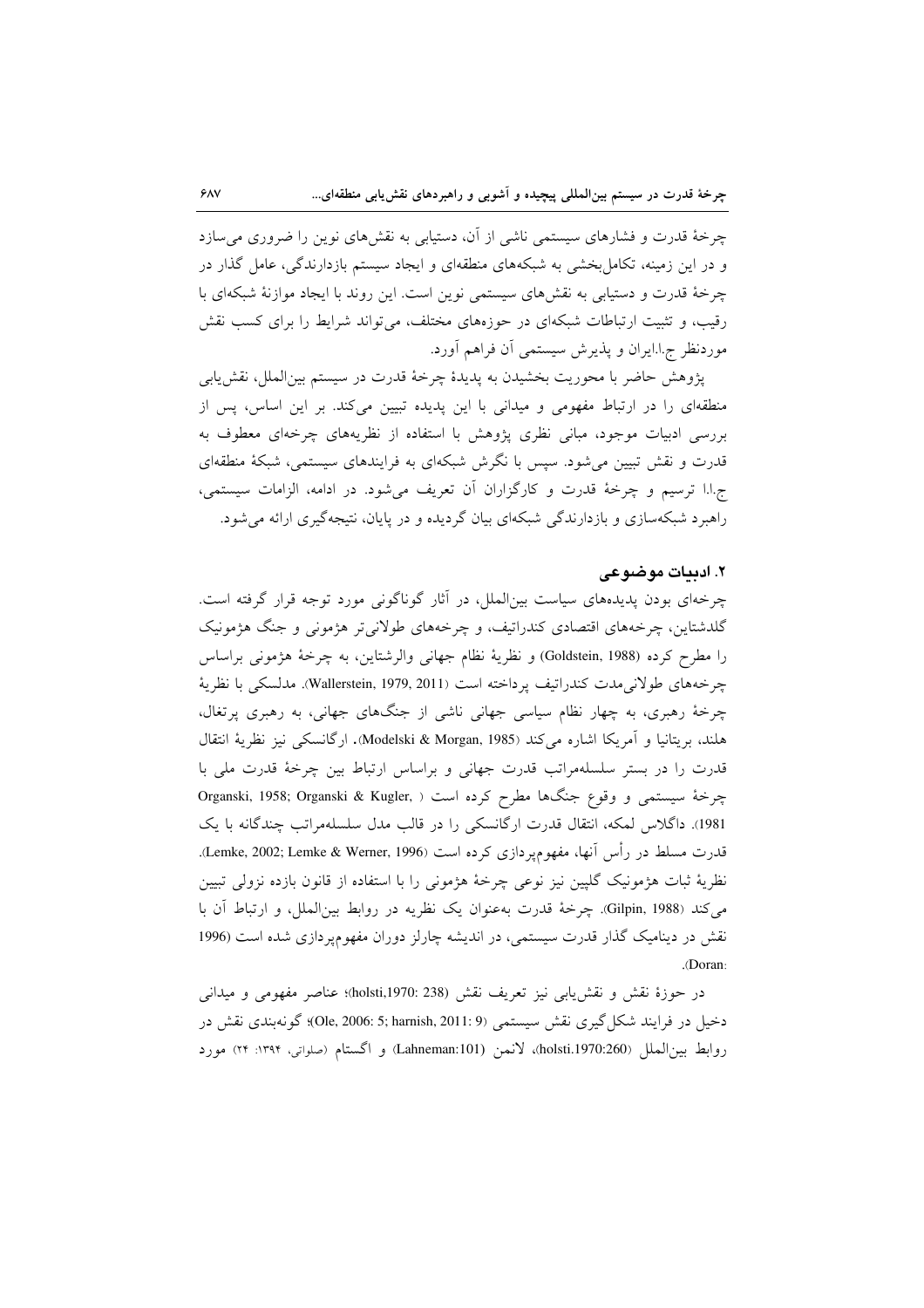چرخهٔ قدرت و فشارهای سیستمی ناشی از آن، دستیابی به نقش‌های نوین را ضروری می‌سازد و در این زمینه، تکامل‌بخشی به شبکه‌های منطقه‌ای و ایجاد سیستم بازدارندگی، عامل گذار در چرخهٔ قدرت و دستیابی به نقش‌های سیستمی نوین است. این روند با ایجاد موازنهٔ شبکه‌ای با رقیب، و تثبیت ارتباطات شبکه‌ای در حوزه‌های مختلف، می‌تواند شرایط را برای کسب نقش موردنظر ج.ا.ایران و پذیرش سیستمی آن فراهم آورد.

پژوهش حاضر با محوریت بخشیدن به پدیدهٔ چرخهٔ قدرت در سیستم بین‌الملل، نقش‌یابی منطقه‌ای را در ارتباط مفهومی و میدانی با این پدیده تبیین می‌کند. بر این اساس، پس از بررسی ادبیات موجود، مبانی نظری پژوهش با استفاده از نظریه‌های چرخه‌ای معطوف به قدرت و نقش تبیین می‌شود. سپس با نگرش شبکه‌ای به فرایندهای سیستمی، شبکهٔ منطقه‌ای ج.ا.ا ترسیم و چرخهٔ قدرت و کارگزاران آن تعریف می‌شود. در ادامه، الزامات سیستمی، راهبرد شبکه‌سازی و بازدارندگی شبکه‌ای بیان گردیده و در پایان، نتیجه‌گیری ارائه می‌شود.

## ۲. ادبیات موضوعی

چرخه‌ای بودن پدیده‌های سیاست بین‌الملل، در آثار گوناگونی مورد توجه قرار گرفته است. گلدشتاین، چرخه‌های اقتصادی کندراتیف، و چرخه‌های طولانی‌تر هژمونی و جنگ هژمونیک را مطرح کرده (Goldstein, 1988) و نظریهٔ نظام جهانی والرشتاین، به چرخهٔ هژمونی براساس چرخه‌های طولانی‌مدت کندراتیف پرداخته است (Wallerstein, 1979, 2011). مدلسکی با نظریهٔ چرخهٔ رهبری، به چهار نظام سیاسی جهانی ناشی از جنگ‌های جهانی، به رهبری پرتغال، هلند، بریتانیا و آمریکا اشاره می‌کند (Modelski & Morgan, 1985). ارگانسکی نیز نظریهٔ انتقال قدرت را در بستر سلسله‌مراتب قدرت جهانی و براساس ارتباط بین چرخهٔ قدرت ملی با چرخهٔ سیستمی و وقوع جنگ‌ها مطرح کرده است (Organski, 1958; Organski & Kugler, 1981). داگلاس لمکه، انتقال قدرت ارگانسکی را در قالب مدل سلسله‌مراتب چندگانه با یک قدرت مسلط در رأس آنها، مفهوم‌پردازی کرده است (Lemke, 2002; Lemke & Werner, 1996). نظریهٔ ثبات هژمونیک گلپین نیز نوعی چرخهٔ هژمونی را با استفاده از قانون بازده نزولی تبیین می‌کند (Gilpin, 1988). چرخهٔ قدرت به‌عنوان یک نظریه در روابط بین‌الملل، و ارتباط آن با نقش در دینامیک گذار قدرت سیستمی، در اندیشه چارلز دوران مفهوم‌پردازی شده است (Doran: 1996).

در حوزهٔ نقش و نقش‌یابی نیز تعریف نقش (holsti,1970: 238)؛ عناصر مفهومی و میدانی دخیل در فرایند شکل‌گیری نقش سیستمی (Ole, 2006: 5; harnish, 2011: 9)؛ گونه‌بندی نقش در روابط بین‌الملل (holsti.1970:260)، لانمن (Lahneman:101) و اگستام (صلواتی، ۱۳۹۴: ۲۴) مورد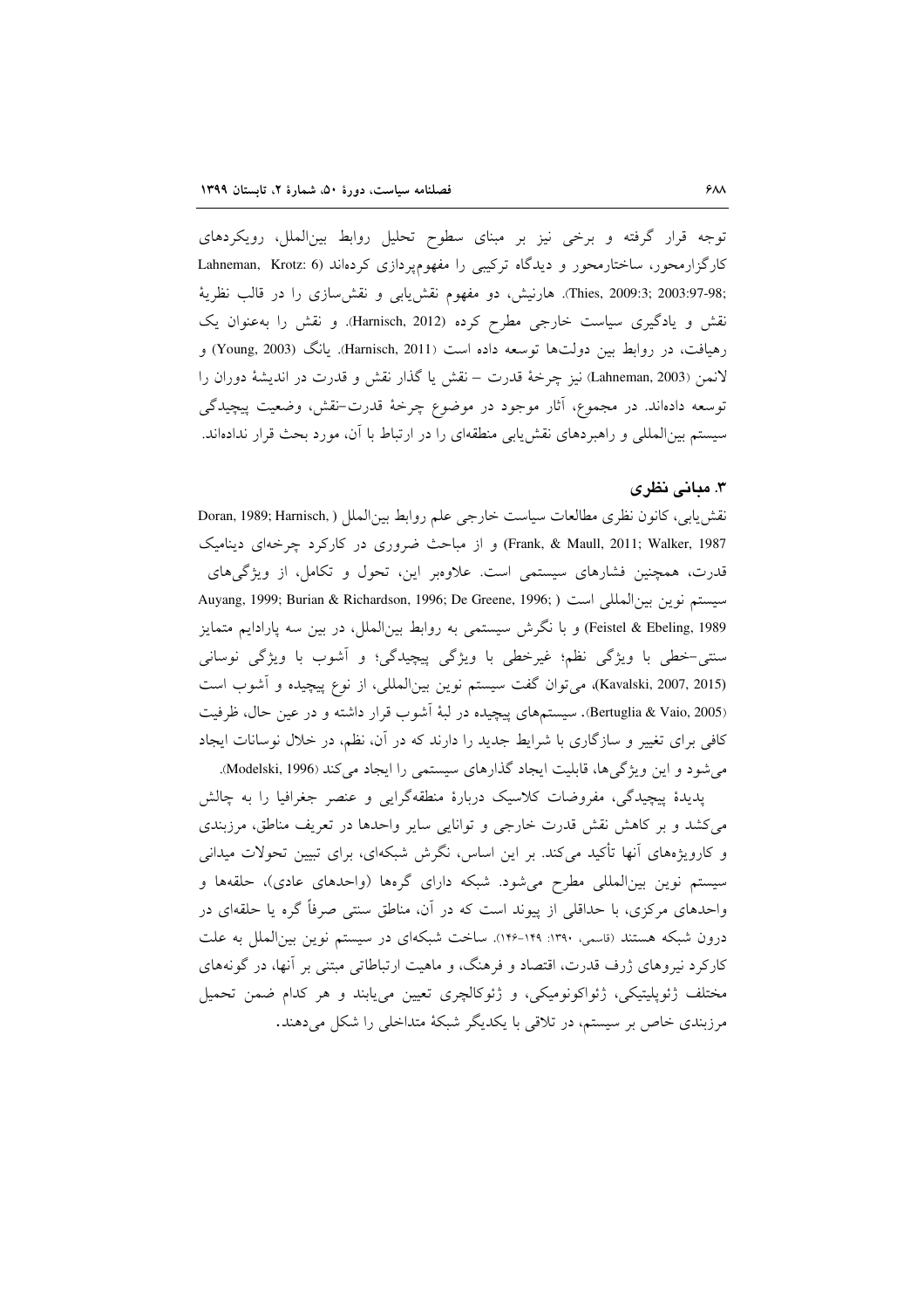توجه قرار گرفته و برخی نیز بر مبنای سطوح تحلیل روابط بین‌الملل، رویکردهای کارگزارمحور، ساختارمحور و دیدگاه ترکیبی را مفهوم‌پردازی کرده‌اند (Lahneman, Krotz: 6; Thies, 2009:3; 2003:97-98). هارنیش، دو مفهوم نقش‌یابی و نقش‌سازی را در قالب نظریهٔ نقش و یادگیری سیاست خارجی مطرح کرده (Harnisch, 2012). و نقش را به‌عنوان یک رهیافت، در روابط بین دولت‌ها توسعه داده است (Harnisch, 2011). یانگ (Young, 2003) و لانمن (Lahneman, 2003) نیز چرخهٔ قدرت – نقش یا گذار نقش و قدرت در اندیشهٔ دوران را توسعه داده‌اند. در مجموع، آثار موجود در موضوع چرخهٔ قدرت–نقش، وضعیت پیچیدگی سیستم بین‌المللی و راهبردهای نقش‌یابی منطقه‌ای را در ارتباط با آن، مورد بحث قرار نداده‌اند.

## ۳. مبانی نظری

نقش‌یابی، کانون نظری مطالعات سیاست خارجی علم روابط بین‌الملل (Doran, 1989; Harnisch, Frank, & Maull, 2011; Walker, 1987) و از مباحث ضروری در کارکرد چرخه‌ای دینامیک قدرت، همچنین فشارهای سیستمی است. علاوه‌بر این، تحول و تکامل، از ویژگی‌های سیستم نوین بین‌المللی است (Auyang, 1999; Burian & Richardson, 1996; De Greene, 1996; Feistel & Ebeling, 1989) و با نگرش سیستمی به روابط بین‌الملل، در بین سه پارادایم متمایز سنتی–خطی با ویژگی نظم؛ غیرخطی با ویژگی پیچیدگی؛ و آشوب با ویژگی نوسانی (Kavalski, 2007, 2015)، می‌توان گفت سیستم نوین بین‌المللی، از نوع پیچیده و آشوب است (Bertuglia & Vaio, 2005). سیستم‌های پیچیده در لبهٔ آشوب قرار داشته و در عین حال، ظرفیت کافی برای تغییر و سازگاری با شرایط جدید را دارند که در آن، نظم، در خلال نوسانات ایجاد می‌شود و این ویژگی‌ها، قابلیت ایجاد گذارهای سیستمی را ایجاد می‌کند (Modelski, 1996).

پدیدهٔ پیچیدگی، مفروضات کلاسیک دربارهٔ منطقه‌گرایی و عنصر جغرافیا را به چالش می‌کشد و بر کاهش نقش قدرت خارجی و توانایی سایر واحدها در تعریف مناطق، مرزبندی و کارویژه‌های آنها تأکید می‌کند. بر این اساس، نگرش شبکه‌ای، برای تبیین تحولات میدانی سیستم نوین بین‌المللی مطرح می‌شود. شبکه دارای گره‌ها (واحدهای عادی)، حلقه‌ها و واحدهای مرکزی، با حداقلی از پیوند است که در آن، مناطق سنتی صرفاً گره یا حلقه‌ای در درون شبکه هستند (قاسمی، ۱۳۹۰: ۱۴۹-۱۴۶). ساخت شبکه‌ای در سیستم نوین بین‌الملل به علت کارکرد نیروهای ژرف قدرت، اقتصاد و فرهنگ، و ماهیت ارتباطاتی مبتنی بر آنها، در گونه‌های مختلف ژئوپلیتیکی، ژئواکونومیکی، و ژئوکالچری تعیین می‌یابند و هر کدام ضمن تحمیل مرزبندی خاص بر سیستم، در تلاقی با یکدیگر شبکهٔ متداخلی را شکل می‌دهند.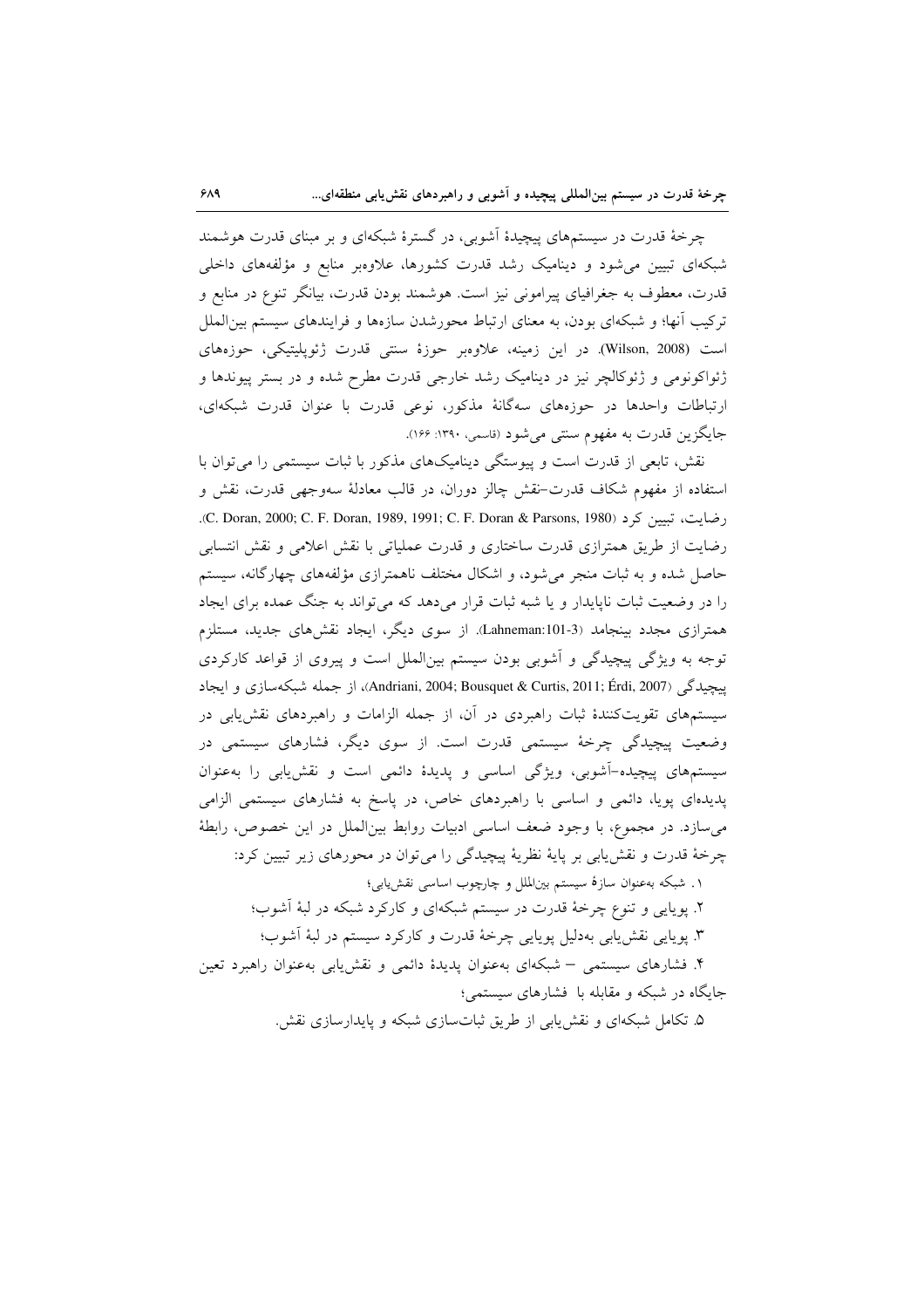چرخهٔ قدرت در سیستم‌های پیچیدهٔ آشوبی، در گسترهٔ شبکه‌ای و بر مبنای قدرت هوشمند شبکه‌ای تبیین می‌شود و دینامیک رشد قدرت کشورها، علاوه‌بر منابع و مؤلفه‌های داخلی قدرت، معطوف به جغرافیای پیرامونی نیز است. هوشمند بودن قدرت، بیانگر تنوع در منابع و ترکیب آنها؛ و شبکه‌ای بودن، به معنای ارتباط محورشدن سازه‌ها و فرایندهای سیستم بین‌الملل است (Wilson, 2008). در این زمینه، علاوه‌بر حوزهٔ سنتی قدرت ژئوپلیتیکی، حوزه‌های ژئواکونومی و ژئوکالچر نیز در دینامیک رشد خارجی قدرت مطرح شده و در بستر پیوندها و ارتباطات واحدها در حوزه‌های سه‌گانهٔ مذکور، نوعی قدرت با عنوان قدرت شبکه‌ای، جایگزین قدرت به مفهوم سنتی می‌شود (قاسمی، ۱۳۹۰: ۱۶۶).

نقش، تابعی از قدرت است و پیوستگی دینامیک‌های مذکور با ثبات سیستمی را می‌توان با استفاده از مفهوم شکاف قدرت–نقش چالز دوران، در قالب معادلهٔ سه‌وجهی قدرت، نقش و رضایت، تبیین کرد (C. Doran, 2000; C. F. Doran, 1989, 1991; C. F. Doran & Parsons, 1980). رضایت از طریق همترازی قدرت ساختاری و قدرت عملیاتی با نقش اعلامی و نقش انتسابی حاصل شده و به ثبات منجر می‌شود، و اشکال مختلف ناهمترازی مؤلفه‌های چهارگانه، سیستم را در وضعیت ثبات ناپایدار و یا شبه ثبات قرار می‌دهد که می‌تواند به جنگ عمده برای ایجاد همترازی مجدد بینجامد (Lahneman:101-3). از سوی دیگر، ایجاد نقش‌های جدید، مستلزم توجه به ویژگی پیچیدگی و آشوبی بودن سیستم بین‌الملل است و پیروی از قواعد کارکردی پیچیدگی (Andriani, 2004; Bousquet & Curtis, 2011; Érdi, 2007)، از جمله شبکه‌سازی و ایجاد سیستم‌های تقویت‌کنندهٔ ثبات راهبردی در آن، از جمله الزامات و راهبردهای نقش‌یابی در وضعیت پیچیدگی چرخهٔ سیستمی قدرت است. از سوی دیگر، فشارهای سیستمی در سیستم‌های پیچیده–آشوبی، ویژگی اساسی و پدیدهٔ دائمی است و نقش‌یابی را به‌عنوان پدیده‌ای پویا، دائمی و اساسی با راهبردهای خاص، در پاسخ به فشارهای سیستمی الزامی می‌سازد. در مجموع، با وجود ضعف اساسی ادبیات روابط بین‌الملل در این خصوص، رابطهٔ چرخهٔ قدرت و نقش‌یابی بر پایهٔ نظریهٔ پیچیدگی را می‌توان در محورهای زیر تبیین کرد:

۱. شبکه به‌عنوان سازهٔ سیستم بین‌الملل و چارچوب اساسی نقش‌یابی؛

۲. پویایی و تنوع چرخهٔ قدرت در سیستم شبکه‌ای و کارکرد شبکه در لبهٔ آشوب؛

۳. پویایی نقش‌یابی به‌دلیل پویایی چرخهٔ قدرت و کارکرد سیستم در لبهٔ آشوب؛

۴. فشارهای سیستمی – شبکه‌ای به‌عنوان پدیدهٔ دائمی و نقش‌یابی به‌عنوان راهبرد تعین جایگاه در شبکه و مقابله با فشارهای سیستمی؛

۵. تکامل شبکه‌ای و نقش‌یابی از طریق ثبات‌سازی شبکه و پایدارسازی نقش.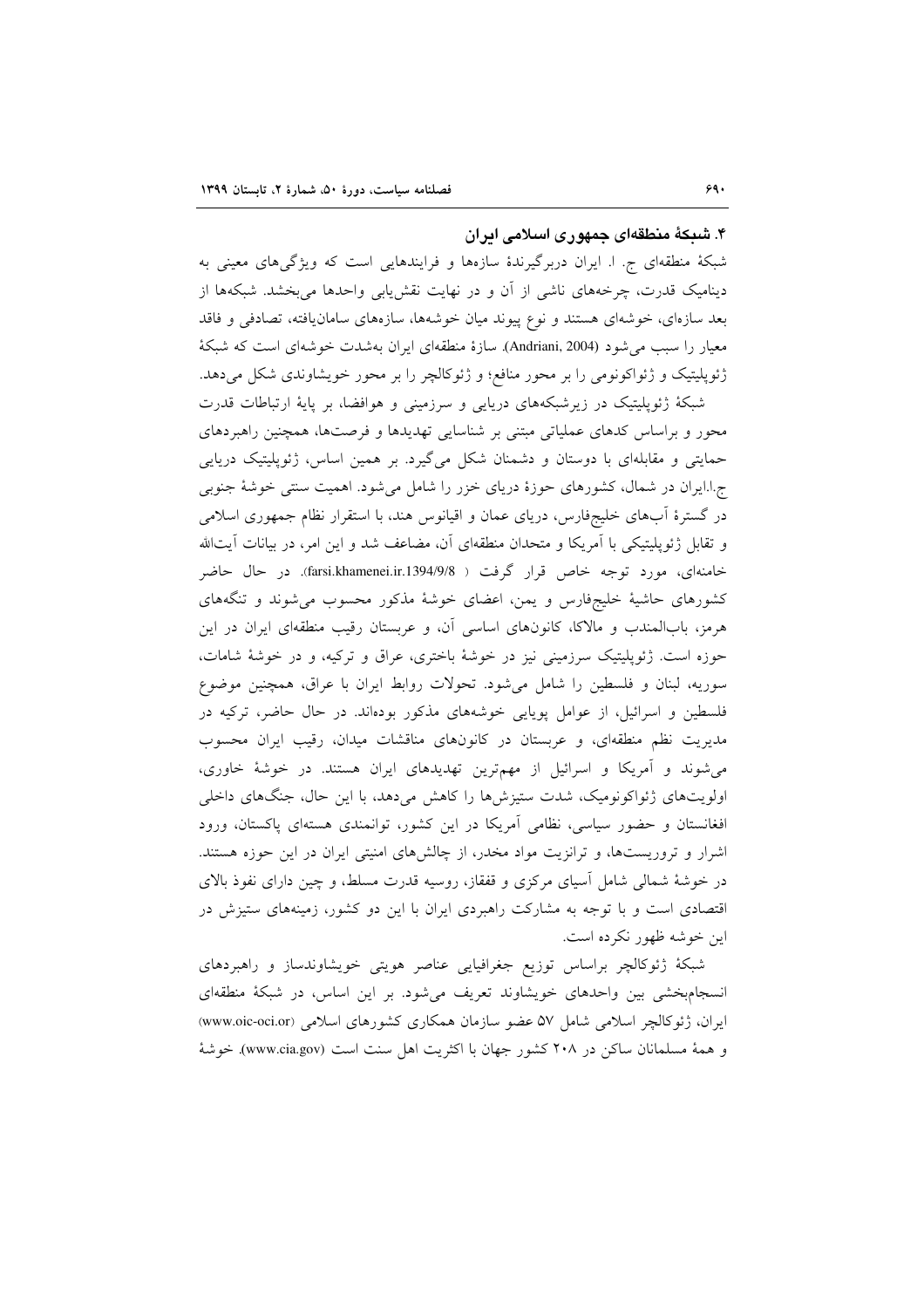## ۴. شبکهٔ منطقه‌ای جمهوری اسلامی ایران

شبکهٔ منطقه‌ای ج. ا. ایران دربرگیرندهٔ سازه‌ها و فرایندهایی است که ویژگی‌های معینی به دینامیک قدرت، چرخه‌های ناشی از آن و در نهایت نقش‌یابی واحدها می‌بخشد. شبکه‌ها از بعد سازه‌ای، خوشه‌ای هستند و نوع پیوند میان خوشه‌ها، سازه‌های سامان‌یافته، تصادفی و فاقد معیار را سبب می‌شود (Andriani, 2004). سازهٔ منطقه‌ای ایران به‌شدت خوشه‌ای است که شبکهٔ ژئوپلیتیک و ژئواکونومی را بر محور منافع؛ و ژئوکالچر را بر محور خویشاوندی شکل می‌دهد.

شبکهٔ ژئوپلیتیک در زیرشبکه‌های دریایی و سرزمینی و هوافضا، بر پایهٔ ارتباطات قدرت محور و براساس کدهای عملیاتی مبتنی بر شناسایی تهدیدها و فرصت‌ها، همچنین راهبردهای حمایتی و مقابله‌ای با دوستان و دشمنان شکل می‌گیرد. بر همین اساس، ژئوپلیتیک دریایی ج.ا.ایران در شمال، کشورهای حوزهٔ دریای خزر را شامل می‌شود. اهمیت سنتی خوشهٔ جنوبی در گسترهٔ آب‌های خلیج‌فارس، دریای عمان و اقیانوس هند، با استقرار نظام جمهوری اسلامی و تقابل ژئوپلیتیکی با آمریکا و متحدان منطقه‌ای آن، مضاعف شد و این امر، در بیانات آیت‌الله خامنه‌ای، مورد توجه خاص قرار گرفت (farsi.khamenei.ir.1394/9/8). در حال حاضر کشورهای حاشیهٔ خلیج‌فارس و یمن، اعضای خوشهٔ مذکور محسوب می‌شوند و تنگه‌های هرمز، باب‌المندب و مالاکا، کانون‌های اساسی آن، و عربستان رقیب منطقه‌ای ایران در این حوزه است. ژئوپلیتیک سرزمینی نیز در خوشهٔ باختری، عراق و ترکیه، و در خوشهٔ شامات، سوریه، لبنان و فلسطین را شامل می‌شود. تحولات روابط ایران با عراق، همچنین موضوع فلسطین و اسرائیل، از عوامل پویایی خوشه‌های مذکور بوده‌اند. در حال حاضر، ترکیه در مدیریت نظم منطقه‌ای، و عربستان در کانون‌های مناقشات میدان، رقیب ایران محسوب می‌شوند و آمریکا و اسرائیل از مهم‌ترین تهدیدهای ایران هستند. در خوشهٔ خاوری، اولویت‌های ژئواکونومیک، شدت ستیزش‌ها را کاهش می‌دهد، با این حال، جنگ‌های داخلی افغانستان و حضور سیاسی، نظامی آمریکا در این کشور، توانمندی هسته‌ای پاکستان، ورود اشرار و تروریست‌ها، و ترانزیت مواد مخدر، از چالش‌های امنیتی ایران در این حوزه هستند. در خوشهٔ شمالی شامل آسیای مرکزی و قفقاز، روسیه قدرت مسلط، و چین دارای نفوذ بالای اقتصادی است و با توجه به مشارکت راهبردی ایران با این دو کشور، زمینه‌های ستیزش در این خوشه ظهور نکرده است.

شبکهٔ ژئوکالچر براساس توزیع جغرافیایی عناصر هویتی خویشاوندساز و راهبردهای انسجام‌بخشی بین واحدهای خویشاوند تعریف می‌شود. بر این اساس، در شبکهٔ منطقه‌ای ایران، ژئوکالچر اسلامی شامل ۵۷ عضو سازمان همکاری کشورهای اسلامی (www.oic-oci.or) و همهٔ مسلمانان ساکن در ۲۰۸ کشور جهان با اکثریت اهل سنت است (www.cia.gov). خوشهٔ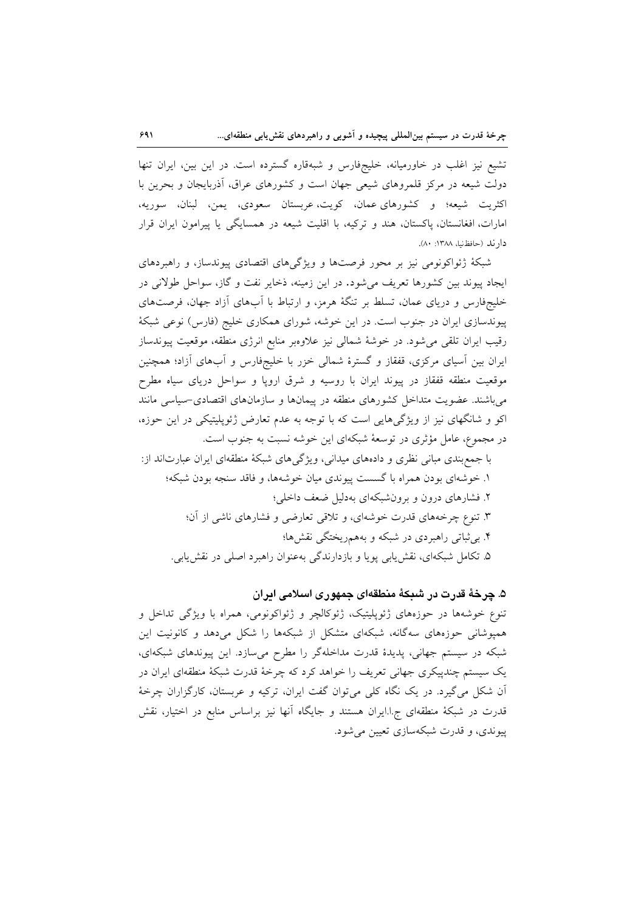تشیع نیز اغلب در خاورمیانه، خلیج‌فارس و شبه‌قاره گسترده است. در این بین، ایران تنها دولت شیعه در مرکز قلمروهای شیعی جهان است و کشورهای عراق، آذربایجان و بحرین با اکثریت شیعه؛ و کشورهای عمان، کویت، عربستان سعودی، یمن، لبنان، سوریه، امارات، افغانستان، پاکستان، هند و ترکیه، با اقلیت شیعه در همسایگی یا پیرامون ایران قرار دارند (حافظ‌نیا، ۱۳۸۸: ۸۰).

شبکهٔ ژئواکونومی نیز بر محور فرصت‌ها و ویژگی‌های اقتصادی پیوندساز، و راهبردهای ایجاد پیوند بین کشورها تعریف می‌شود. در این زمینه، ذخایر نفت و گاز، سواحل طولانی در خلیج‌فارس و دریای عمان، تسلط بر تنگهٔ هرمز، و ارتباط با آب‌های آزاد جهان، فرصت‌های پیوندسازی ایران در جنوب است. در این خوشه، شورای همکاری خلیج (فارس) نوعی شبکهٔ رقیب ایران تلقی می‌شود. در خوشهٔ شمالی نیز علاوه‌بر منابع انرژی منطقه، موقعیت پیوندساز ایران بین آسیای مرکزی، قفقاز و گسترهٔ شمالی خزر با خلیج‌فارس و آب‌های آزاد؛ همچنین موقعیت منطقه قفقاز در پیوند ایران با روسیه و شرق اروپا و سواحل دریای سیاه مطرح می‌باشند. عضویت متداخل کشورهای منطقه در پیمان‌ها و سازمان‌های اقتصادی-سیاسی مانند اکو و شانگهای نیز از ویژگی‌هایی است که با توجه به عدم تعارض ژئوپلیتیکی در این حوزه، در مجموع، عامل مؤثری در توسعهٔ شبکه‌ای این خوشه نسبت به جنوب است.

با جمع‌بندی مبانی نظری و داده‌های میدانی، ویژگی‌های شبکهٔ منطقه‌ای ایران عبارت‌اند از:

۱. خوشه‌ای بودن همراه با گسست پیوندی میان خوشه‌ها، و فاقد سنجه بودن شبکه؛

۲. فشارهای درون و برون‌شبکه‌ای به‌دلیل ضعف داخلی؛

۳. تنوع چرخه‌های قدرت خوشه‌ای، و تلاقی تعارضی و فشارهای ناشی از آن؛

۴. بی‌ثباتی راهبردی در شبکه و به‌هم‌ریختگی نقش‌ها؛

۵. تکامل شبکه‌ای، نقش‌یابی پویا و بازدارندگی به‌عنوان راهبرد اصلی در نقش‌یابی.

## ۵. چرخهٔ قدرت در شبکهٔ منطقه‌ای جمهوری اسلامی ایران

تنوع خوشه‌ها در حوزه‌های ژئوپلیتیک، ژئوکالچر و ژئواکونومی، همراه با ویژگی تداخل و همپوشانی حوزه‌های سه‌گانه، شبکه‌ای متشکل از شبکه‌ها را شکل می‌دهد و کانونیت این شبکه در سیستم جهانی، پدیدهٔ قدرت مداخله‌گر را مطرح می‌سازد. این پیوندهای شبکه‌ای، یک سیستم چندپیکری جهانی تعریف را خواهد کرد که چرخهٔ قدرت شبکهٔ منطقه‌ای ایران در آن شکل می‌گیرد. در یک نگاه کلی می‌توان گفت ایران، ترکیه و عربستان، کارگزاران چرخهٔ قدرت در شبکهٔ منطقه‌ای ج.ا.ایران هستند و جایگاه آنها نیز براساس منابع در اختیار، نقش پیوندی، و قدرت شبکه‌سازی تعیین می‌شود.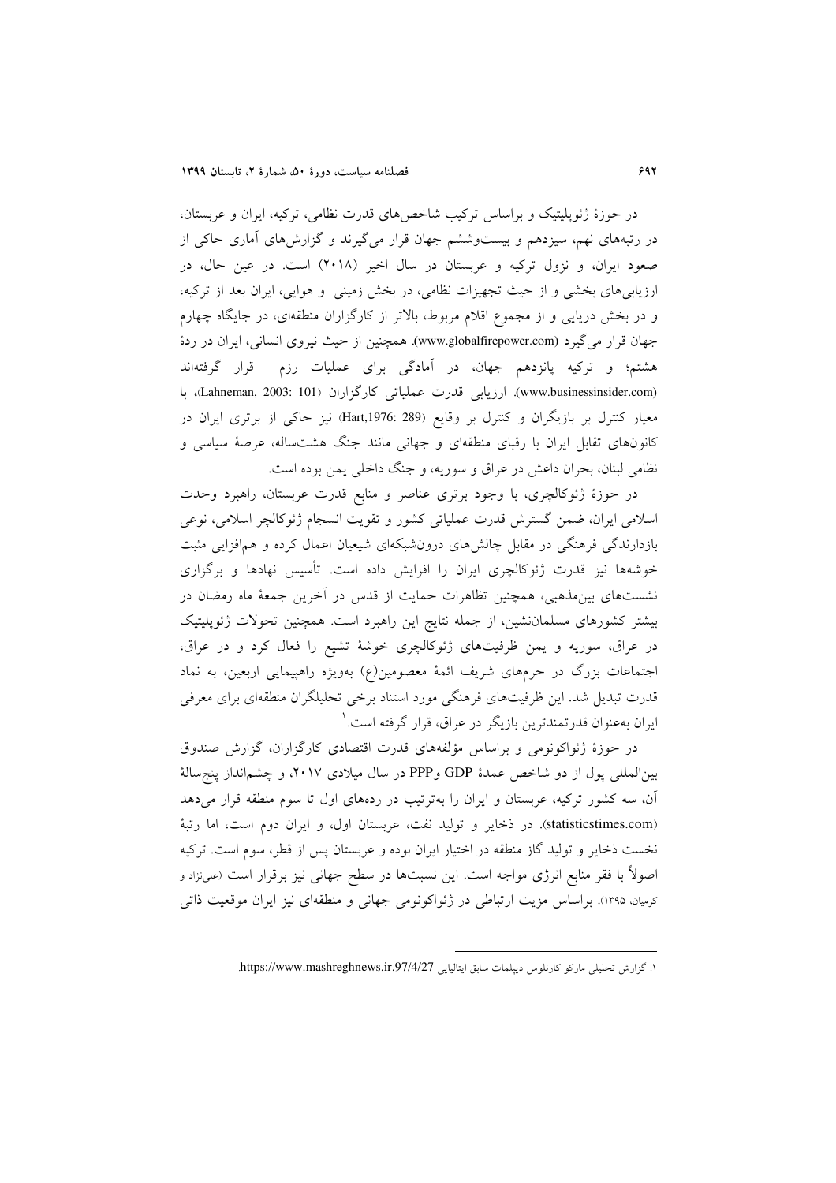در حوزهٔ ژئوپلیتیک و براساس ترکیب شاخص‌های قدرت نظامی، ترکیه، ایران و عربستان، در رتبه‌های نهم، سیزدهم و بیست‌وششم جهان قرار می‌گیرند و گزارش‌های آماری حاکی از صعود ایران، و نزول ترکیه و عربستان در سال اخیر (۲۰۱۸) است. در عین حال، در ارزیابی‌های بخشی و از حیث تجهیزات نظامی، در بخش زمینی و هوایی، ایران بعد از ترکیه، و در بخش دریایی و از مجموع اقلام مربوط، بالاتر از کارگزاران منطقه‌ای، در جایگاه چهارم جهان قرار می‌گیرد (www.globalfirepower.com). همچنین از حیث نیروی انسانی، ایران در ردهٔ هشتم؛ و ترکیه پانزدهم جهان، در آمادگی برای عملیات رزم قرار گرفته‌اند (www.businessinsider.com). ارزیابی قدرت عملیاتی کارگزاران (Lahneman, 2003: 101)، با معیار کنترل بر بازیگران و کنترل بر وقایع (Hart,1976: 289) نیز حاکی از برتری ایران در کانون‌های تقابل ایران با رقبای منطقه‌ای و جهانی مانند جنگ هشت‌ساله، عرصهٔ سیاسی و نظامی لبنان، بحران داعش در عراق و سوریه، و جنگ داخلی یمن بوده است.

در حوزهٔ ژئوکالچری، با وجود برتری عناصر و منابع قدرت عربستان، راهبرد وحدت اسلامی ایران، ضمن گسترش قدرت عملیاتی کشور و تقویت انسجام ژئوکالچر اسلامی، نوعی بازدارندگی فرهنگی در مقابل چالش‌های درون‌شبکه‌ای شیعیان اعمال کرده و هم‌افزایی مثبت خوشه‌ها نیز قدرت ژئوکالچری ایران را افزایش داده است. تأسیس نهادها و برگزاری نشست‌های بین‌مذهبی، همچنین تظاهرات حمایت از قدس در آخرین جمعهٔ ماه رمضان در بیشتر کشورهای مسلمان‌نشین، از جمله نتایج این راهبرد است. همچنین تحولات ژئوپلیتیک در عراق، سوریه و یمن ظرفیت‌های ژئوکالچری خوشهٔ تشیع را فعال کرد و در عراق، اجتماعات بزرگ در حرم‌های شریف ائمهٔ معصومین(ع) به‌ویژه راهپیمایی اربعین، به نماد قدرت تبدیل شد. این ظرفیت‌های فرهنگی مورد استناد برخی تحلیلگران منطقه‌ای برای معرفی ایران به‌عنوان قدرتمندترین بازیگر در عراق، قرار گرفته است.[1]

در حوزهٔ ژئواکونومی و براساس مؤلفه‌های قدرت اقتصادی کارگزاران، گزارش صندوق بین‌المللی پول از دو شاخص عمدهٔ GDP و PPP در سال میلادی ۲۰۱۷، و چشم‌انداز پنج‌سالهٔ آن، سه کشور ترکیه، عربستان و ایران را به‌ترتیب در رده‌های اول تا سوم منطقه قرار می‌دهد (statisticstimes.com). در ذخایر و تولید نفت، عربستان اول، و ایران دوم است، اما رتبهٔ نخست ذخایر و تولید گاز منطقه در اختیار ایران بوده و عربستان پس از قطر، سوم است. ترکیه اصولاً با فقر منابع انرژی مواجه است. این نسبت‌ها در سطح جهانی نیز برقرار است (علی‌نژاد و کرمیان، ۱۳۹۵). براساس مزیت ارتباطی در ژئواکونومی جهانی و منطقه‌ای نیز ایران موقعیت ذاتی

---

۱. گزارش تحلیلی مارکو کارنلوس دیپلمات سابق ایتالیایی https://www.mashreghnews.ir.97/4/27.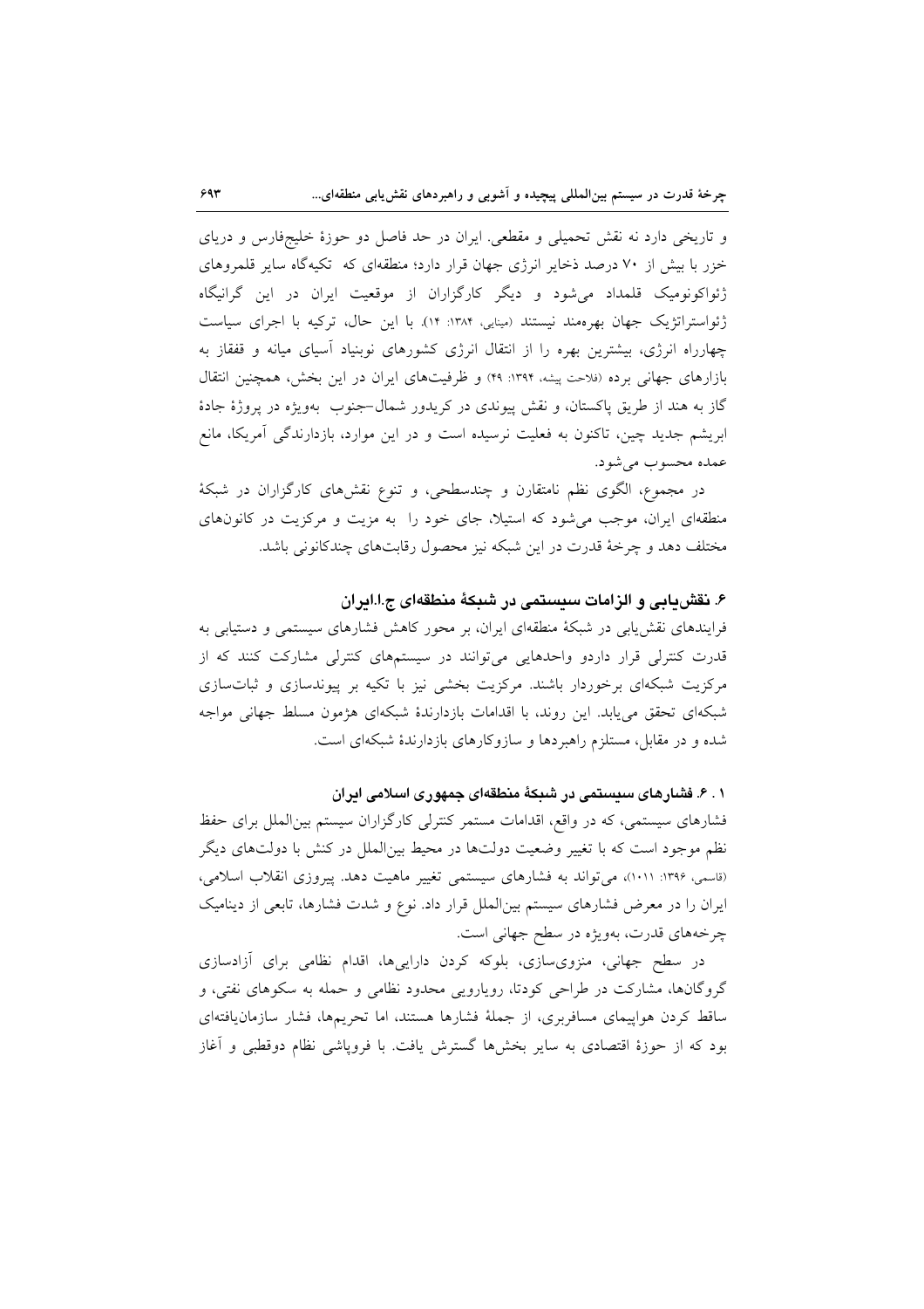و تاریخی دارد نه نقش تحمیلی و مقطعی. ایران در حد فاصل دو حوزهٔ خلیج‌فارس و دریای خزر با بیش از ۷۰ درصد ذخایر انرژی جهان قرار دارد؛ منطقه‌ای که تکیه‌گاه سایر قلمروهای ژئواکونومیک قلمداد می‌شود و دیگر کارگزاران از موقعیت ایران در این گرانیگاه ژئواستراتژیک جهان بهره‌مند نیستند (مینایی، ۱۳۸۴: ۱۴). با این حال، ترکیه با اجرای سیاست چهارراه انرژی، بیشترین بهره را از انتقال انرژی کشورهای نوبنیاد آسیای میانه و قفقاز به بازارهای جهانی برده (فلاحت پیشه، ۱۳۹۴: ۴۹) و ظرفیت‌های ایران در این بخش، همچنین انتقال گاز به هند از طریق پاکستان، و نقش پیوندی در کریدور شمال–جنوب بهویژه در پروژهٔ جادهٔ ابریشم جدید چین، تاکنون به فعلیت نرسیده است و در این موارد، بازدارندگی آمریکا، مانع عمده محسوب می‌شود.

در مجموع، الگوی نظم نامتقارن و چندسطحی، و تنوع نقش‌های کارگزاران در شبکهٔ منطقه‌ای ایران، موجب می‌شود که استیلا، جای خود را به مزیت و مرکزیت در کانون‌های مختلف دهد و چرخهٔ قدرت در این شبکه نیز محصول رقابت‌های چندکانونی باشد.

## ۶. نقش‌یابی و الزامات سیستمی در شبکهٔ منطقه‌ای ج.ا.ایران

فرایندهای نقش‌یابی در شبکهٔ منطقه‌ای ایران، بر محور کاهش فشارهای سیستمی و دستیابی به قدرت کنترلی قرار داردو واحدهایی می‌توانند در سیستم‌های کنترلی مشارکت کنند که از مرکزیت شبکه‌ای برخوردار باشند. مرکزیت بخشی نیز با تکیه بر پیوندسازی و ثبات‌سازی شبکه‌ای تحقق می‌یابد. این روند، با اقدامات بازدارندهٔ شبکه‌ای هژمون مسلط جهانی مواجه شده و در مقابل، مستلزم راهبردها و سازوکارهای بازدارندهٔ شبکه‌ای است.

### ۶ . ۱. فشارهای سیستمی در شبکهٔ منطقه‌ای جمهوری اسلامی ایران

فشارهای سیستمی، که در واقع، اقدامات مستمر کنترلی کارگزاران سیستم بین‌الملل برای حفظ نظم موجود است که با تغییر وضعیت دولت‌ها در محیط بین‌الملل در کنش با دولت‌های دیگر (قاسمی، ۱۳۹۶: ۱۰۱۱)، می‌تواند به فشارهای سیستمی تغییر ماهیت دهد. پیروزی انقلاب اسلامی، ایران را در معرض فشارهای سیستم بین‌الملل قرار داد. نوع و شدت فشارها، تابعی از دینامیک چرخه‌های قدرت، بهویژه در سطح جهانی است.

در سطح جهانی، منزوی‌سازی، بلوکه کردن دارایی‌ها، اقدام نظامی برای آزادسازی گروگان‌ها، مشارکت در طراحی کودتا، رویارویی محدود نظامی و حمله به سکوهای نفتی، و ساقط کردن هواپیمای مسافربری، از جملهٔ فشارها هستند، اما تحریم‌ها، فشار سازمان‌یافته‌ای بود که از حوزهٔ اقتصادی به سایر بخش‌ها گسترش یافت. با فروپاشی نظام دوقطبی و آغاز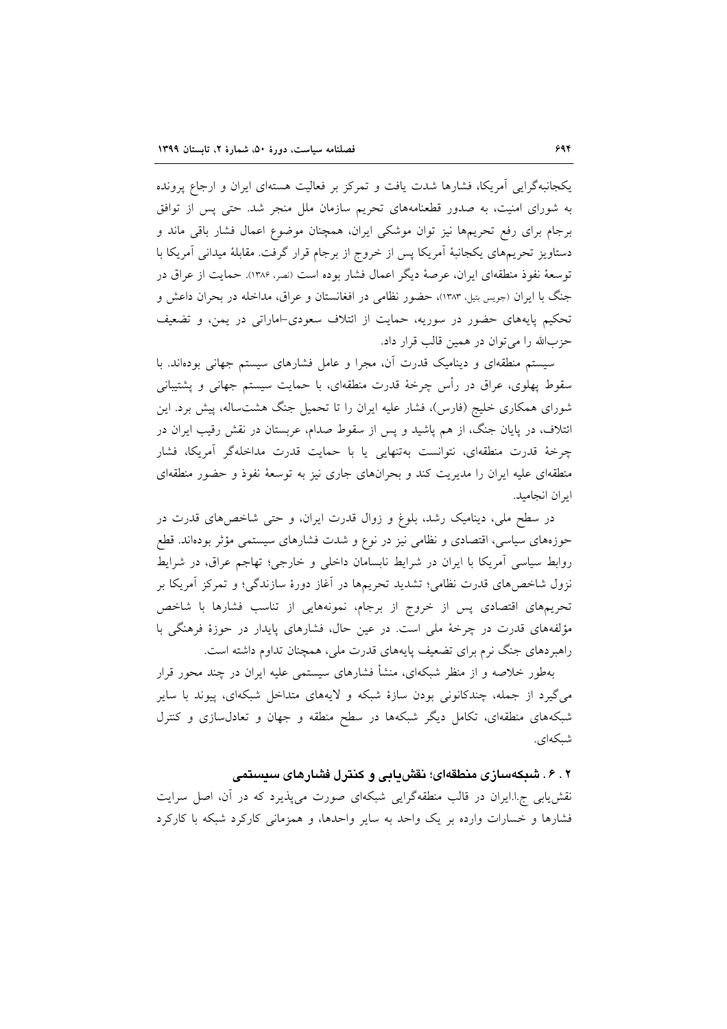یکجانبه‌گرایی آمریکا، فشارها شدت یافت و تمرکز بر فعالیت هسته‌ای ایران و ارجاع پرونده به شورای امنیت، به صدور قطعنامه‌های تحریم سازمان ملل منجر شد. حتی پس از توافق برجام برای رفع تحریم‌ها نیز توان موشکی ایران، همچنان موضوع اعمال فشار باقی ماند و دستاویز تحریم‌های یکجانبهٔ آمریکا پس از خروج از برجام قرار گرفت. مقابلهٔ میدانی آمریکا با توسعهٔ نفوذ منطقه‌ای ایران، عرصهٔ دیگر اعمال فشار بوده است (نصر، ۱۳۸۶). حمایت از عراق در جنگ با ایران (جویس بتیل، ۱۳۸۳)، حضور نظامی در افغانستان و عراق، مداخله در بحران داعش و تحکیم پایه‌های حضور در سوریه، حمایت از ائتلاف سعودی-اماراتی در یمن، و تضعیف حزب‌الله را می‌توان در همین قالب قرار داد.

سیستم منطقه‌ای و دینامیک قدرت آن، مجرا و عامل فشارهای سیستم جهانی بوده‌اند. با سقوط پهلوی، عراق در رأس چرخهٔ قدرت منطقه‌ای، با حمایت سیستم جهانی و پشتیبانی شورای همکاری خلیج (فارس)، فشار علیه ایران را تا تحمیل جنگ هشت‌ساله، پیش برد. این ائتلاف، در پایان جنگ، از هم پاشید و پس از سقوط صدام، عربستان در نقش رقیب ایران در چرخهٔ قدرت منطقه‌ای، نتوانست به‌تنهایی یا با حمایت قدرت مداخله‌گر آمریکا، فشار منطقه‌ای علیه ایران را مدیریت کند و بحران‌های جاری نیز به توسعهٔ نفوذ و حضور منطقه‌ای ایران انجامید.

در سطح ملی، دینامیک رشد، بلوغ و زوال قدرت ایران، و حتی شاخص‌های قدرت در حوزه‌های سیاسی، اقتصادی و نظامی نیز در نوع و شدت فشارهای سیستمی مؤثر بوده‌اند. قطع روابط سیاسی آمریکا با ایران در شرایط نابسامان داخلی و خارجی؛ تهاجم عراق، در شرایط نزول شاخص‌های قدرت نظامی؛ تشدید تحریم‌ها در آغاز دورهٔ سازندگی؛ و تمرکز آمریکا بر تحریم‌های اقتصادی پس از خروج از برجام، نمونه‌هایی از تناسب فشارها با شاخص مؤلفه‌های قدرت در چرخهٔ ملی است. در عین حال، فشارهای پایدار در حوزهٔ فرهنگی با راهبردهای جنگ نرم برای تضعیف پایه‌های قدرت ملی، همچنان تداوم داشته است.

به‌طور خلاصه و از منظر شبکه‌ای، منشأ فشارهای سیستمی علیه ایران در چند محور قرار می‌گیرد از جمله، چندکانونی بودن سازهٔ شبکه و لایه‌های متداخل شبکه‌ای، پیوند با سایر شبکه‌های منطقه‌ای، تکامل دیگر شبکه‌ها در سطح منطقه و جهان و تعادل‌سازی و کنترل شبکه‌ای.

### ۲ . ۶ . شبکه‌سازی منطقه‌ای؛ نقش‌یابی و کنترل فشارهای سیستمی

نقش‌یابی ج.ا.ایران در قالب منطقه‌گرایی شبکه‌ای صورت می‌پذیرد که در آن، اصل سرایت فشارها و خسارات وارده بر یک واحد به سایر واحدها، و همزمانی کارکرد شبکه با کارکرد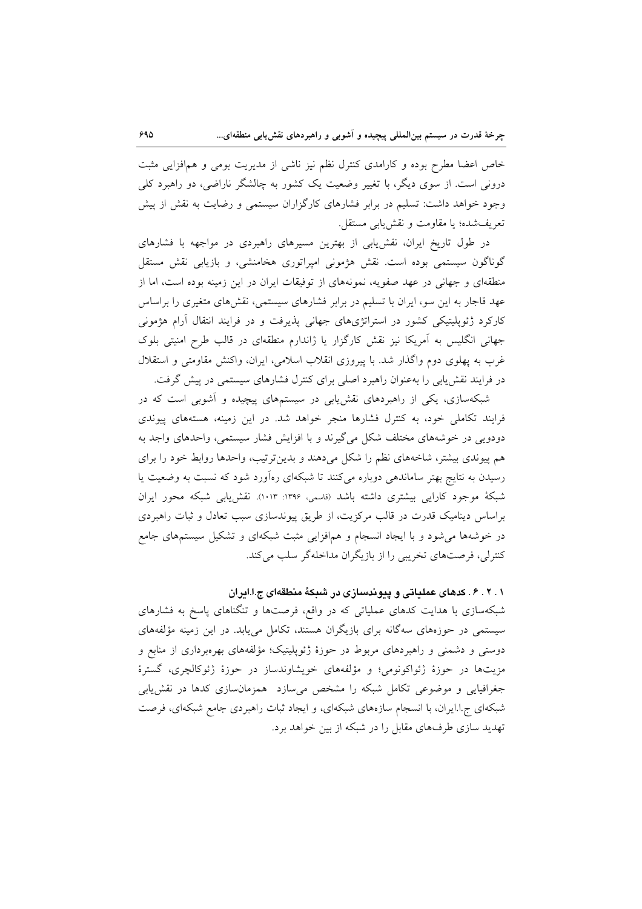خاص اعضا مطرح بوده و کارامدی کنترل نظم نیز ناشی از مدیریت بومی و هم‌افزایی مثبت درونی است. از سوی دیگر، با تغییر وضعیت یک کشور به چالشگر ناراضی، دو راهبرد کلی وجود خواهد داشت: تسلیم در برابر فشارهای کارگزاران سیستمی و رضایت به نقش از پیش تعریف‌شده؛ یا مقاومت و نقش‌یابی مستقل.

در طول تاریخ ایران، نقش‌یابی از بهترین مسیرهای راهبردی در مواجهه با فشارهای گوناگون سیستمی بوده است. نقش هژمونی امپراتوری هخامنشی، و بازیابی نقش مستقل منطقه‌ای و جهانی در عهد صفویه، نمونه‌هایی از توفیقات ایران در این زمینه بوده است، اما از عهد قاجار به این سو، ایران با تسلیم در برابر فشارهای سیستمی، نقش‌های متغیری را براساس کارکرد ژئوپلیتیکی کشور در استراتژی‌های جهانی پذیرفت و در فرایند انتقال آرام هژمونی جهانی انگلیس به آمریکا نیز نقش کارگزار یا ژاندارم منطقه‌ای در قالب طرح امنیتی بلوک غرب به پهلوی دوم واگذار شد. با پیروزی انقلاب اسلامی، ایران، واکنش مقاومتی و استقلال در فرایند نقش‌یابی را به‌عنوان راهبرد اصلی برای کنترل فشارهای سیستمی در پیش گرفت.

شبکه‌سازی، یکی از راهبردهای نقش‌یابی در سیستم‌های پیچیده و آشوبی است که در فرایند تکاملی خود، به کنترل فشارها منجر خواهد شد. در این زمینه، هسته‌های پیوندی دودویی در خوشه‌های مختلف شکل می‌گیرند و با افزایش فشار سیستمی، واحدهای واجد به هم پیوندی بیشتر، شاخه‌های نظم را شکل می‌دهند و بدین‌ترتیب، واحدها روابط خود را برای رسیدن به نتایج بهتر ساماندهی دوباره می‌کنند تا شبکه‌ای ره‌آورد شود که نسبت به وضعیت یا شبکهٔ موجود کارایی بیشتری داشته باشد (قاسمی، ۱۳۹۶: ۱۰۱۳). نقش‌یابی شبکه محور ایران براساس دینامیک قدرت در قالب مرکزیت، از طریق پیوندسازی سبب تعادل و ثبات راهبردی در خوشه‌ها می‌شود و با ایجاد انسجام و هم‌افزایی مثبت شبکه‌ای و تشکیل سیستم‌های جامع کنترلی، فرصت‌های تخریبی را از بازیگران مداخله‌گر سلب می‌کند.

### ۶ . ۲ . ۱ . کدهای عملیاتی و پیوندسازی در شبکهٔ منطقه‌ای ج.ا.ایران

شبکه‌سازی با هدایت کدهای عملیاتی که در واقع، فرصت‌ها و تنگناهای پاسخ به فشارهای سیستمی در حوزه‌های سه‌گانه برای بازیگران هستند، تکامل می‌یابد. در این زمینه مؤلفه‌های دوستی و دشمنی و راهبردهای مربوط در حوزهٔ ژئوپلیتیک؛ مؤلفه‌های بهره‌برداری از منابع و مزیت‌ها در حوزهٔ ژئواکونومی؛ و مؤلفه‌های خویشاوندساز در حوزهٔ ژئوکالچری، گسترهٔ جغرافیایی و موضوعی تکامل شبکه را مشخص می‌سازد. همزمان‌سازی کدها در نقش‌یابی شبکه‌ای ج.ا.ایران، با انسجام سازه‌های شبکه‌ای، و ایجاد ثبات راهبردی جامع شبکه‌ای، فرصت تهدید سازی طرف‌های مقابل را در شبکه از بین خواهد برد.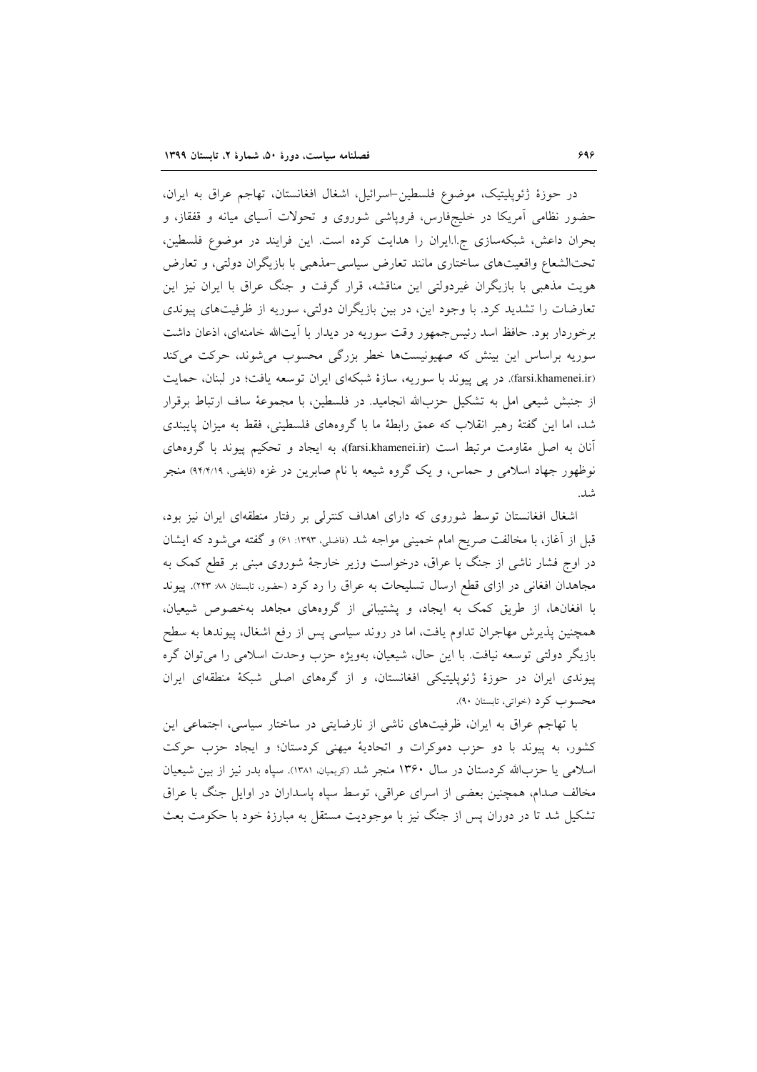در حوزهٔ ژئوپلیتیک، موضوع فلسطین-اسرائیل، اشغال افغانستان، تهاجم عراق به ایران، حضور نظامی آمریکا در خلیج‌فارس، فروپاشی شوروی و تحولات آسیای میانه و قفقاز، و بحران داعش، شبکه‌سازی ج.ا.ایران را هدایت کرده است. این فرایند در موضوع فلسطین، تحت‌الشعاع واقعیت‌های ساختاری مانند تعارض سیاسی-مذهبی با بازیگران دولتی، و تعارض هویت مذهبی با بازیگران غیردولتی این مناقشه، قرار گرفت و جنگ عراق با ایران نیز این تعارضات را تشدید کرد. با وجود این، در بین بازیگران دولتی، سوریه از ظرفیت‌های پیوندی برخوردار بود. حافظ اسد رئیس‌جمهور وقت سوریه در دیدار با آیت‌الله خامنه‌ای، اذعان داشت سوریه براساس این بینش که صهیونیست‌ها خطر بزرگی محسوب می‌شوند، حرکت می‌کند (farsi.khamenei.ir). در پی پیوند با سوریه، سازهٔ شبکه‌ای ایران توسعه یافت؛ در لبنان، حمایت از جنبش شیعی امل به تشکیل حزب‌الله انجامید. در فلسطین، با مجموعهٔ ساف ارتباط برقرار شد، اما این گفتهٔ رهبر انقلاب که عمق رابطهٔ ما با گروه‌های فلسطینی، فقط به میزان پایبندی آنان به اصل مقاومت مرتبط است (farsi.khamenei.ir)، به ایجاد و تحکیم پیوند با گروه‌های نوظهور جهاد اسلامی و حماس، و یک گروه شیعه با نام صابرین در غزه (فایضی، ۹۴/۴/۱۹) منجر شد.

اشغال افغانستان توسط شوروی که دارای اهداف کنترلی بر رفتار منطقه‌ای ایران نیز بود، قبل از آغاز، با مخالفت صریح امام خمینی مواجه شد (فاضلی، ۱۳۹۳: ۶۱) و گفته می‌شود که ایشان در اوج فشار ناشی از جنگ با عراق، درخواست وزیر خارجهٔ شوروی مبنی بر قطع کمک به مجاهدان افغانی در ازای قطع ارسال تسلیحات به عراق را رد کرد (حضور، تابستان ۸۸: ۲۴۳). پیوند با افغان‌ها، از طریق کمک به ایجاد، و پشتیبانی از گروه‌های مجاهد به‌خصوص شیعیان، همچنین پذیرش مهاجران تداوم یافت، اما در روند سیاسی پس از رفع اشغال، پیوندها به سطح بازیگر دولتی توسعه نیافت. با این حال، شیعیان، به‌ویژه حزب وحدت اسلامی را می‌توان گره پیوندی ایران در حوزهٔ ژئوپلیتیکی افغانستان، و از گره‌های اصلی شبکهٔ منطقه‌ای ایران محسوب کرد (خواتی، تابستان ۹۰).

با تهاجم عراق به ایران، ظرفیت‌های ناشی از نارضایتی در ساختار سیاسی، اجتماعی این کشور، به پیوند با دو حزب دموکرات و اتحادیهٔ میهنی کردستان؛ و ایجاد حزب حرکت اسلامی یا حزب‌الله کردستان در سال ۱۳۶۰ منجر شد (کریمیان، ۱۳۸۱). سپاه بدر نیز از بین شیعیان مخالف صدام، همچنین بعضی از اسرای عراقی، توسط سپاه پاسداران در اوایل جنگ با عراق تشکیل شد تا در دوران پس از جنگ نیز با موجودیت مستقل به مبارزهٔ خود با حکومت بعث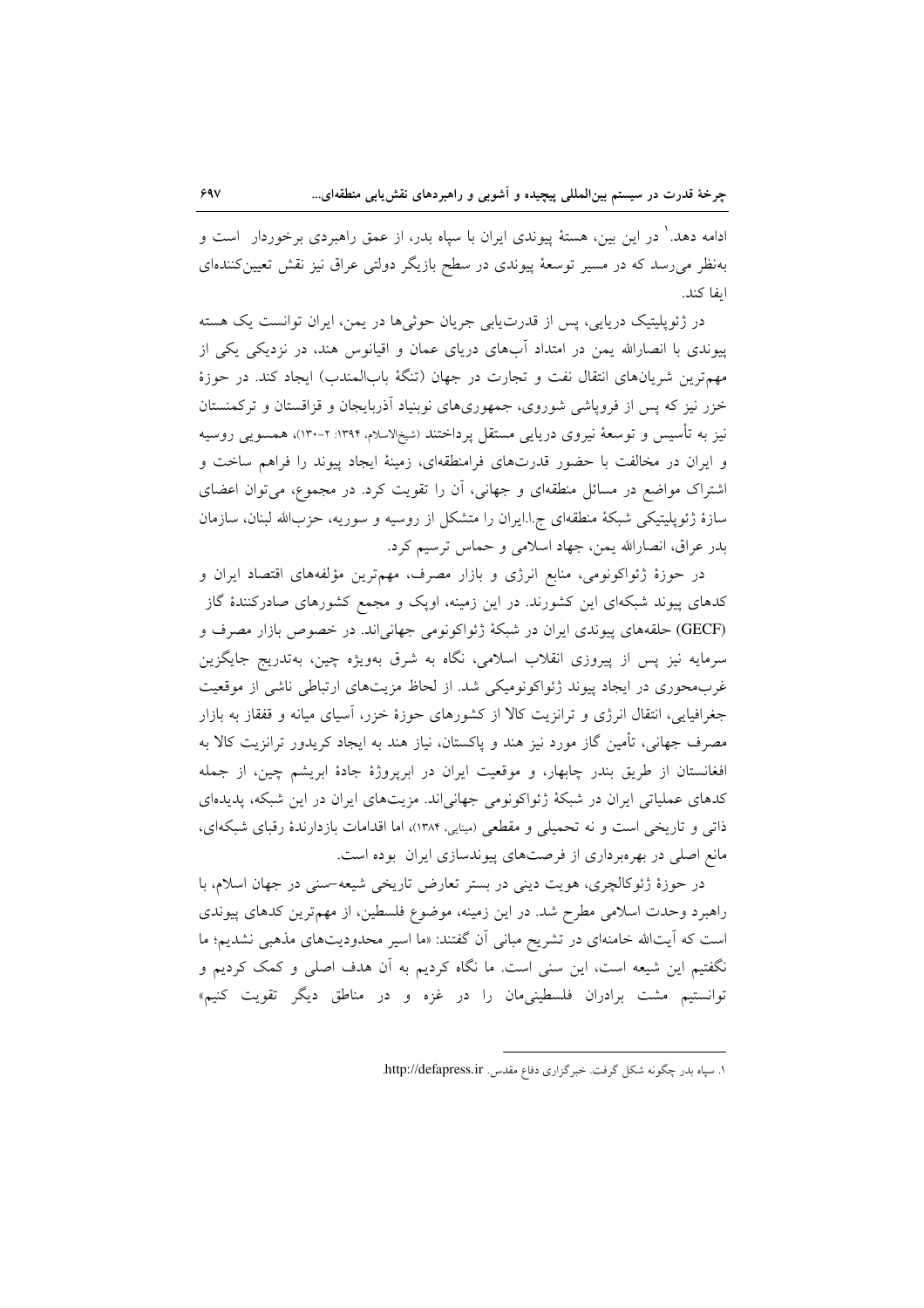ادامه دهد.[1] در این بین، هستهٔ پیوندی ایران با سپاه بدر، از عمق راهبردی برخوردار  است و به‌نظر می‌رسد که در مسیر توسعهٔ پیوندی در سطح بازیگر دولتی عراق نیز نقش تعیین‌کننده‌ای ایفا کند.

در ژئوپلیتیک دریایی، پس از قدرت‌یابی جریان حوثی‌ها در یمن، ایران توانست یک هسته پیوندی با انصارالله یمن در امتداد آب‌های دریای عمان و اقیانوس هند، در نزدیکی یکی از مهم‌ترین شریان‌های انتقال نفت و تجارت در جهان (تنگهٔ باب‌المندب) ایجاد کند. در حوزهٔ خزر نیز که پس از فروپاشی شوروی، جمهوری‌های نوبنیاد آذربایجان و قزاقستان و ترکمنستان نیز به تأسیس و توسعهٔ نیروی دریایی مستقل پرداختند (شیخ‌الاسلام، ۱۳۹۴: ۲-۱۳۰)، همسویی روسیه و ایران در مخالفت با حضور قدرت‌های فرامنطقه‌ای، زمینهٔ ایجاد پیوند را فراهم ساخت و اشتراک مواضع در مسائل منطقه‌ای و جهانی، آن را تقویت کرد. در مجموع، می‌توان اعضای سازهٔ ژئوپلیتیکی شبکهٔ منطقه‌ای ج.ا.ایران را متشکل از روسیه و سوریه، حزب‌الله لبنان، سازمان بدر عراق، انصارالله یمن، جهاد اسلامی و حماس ترسیم کرد.

در حوزهٔ ژئواکونومی، منابع انرژی و بازار مصرف، مهم‌ترین مؤلفه‌های اقتصاد ایران و کدهای پیوند شبکه‌ای این کشورند. در این زمینه، اوپک و مجمع کشورهای صادرکنندهٔ گاز (GECF) حلقه‌های پیوندی ایران در شبکهٔ ژئواکونومی جهانی‌اند. در خصوص بازار مصرف و سرمایه نیز پس از پیروزی انقلاب اسلامی، نگاه به شرق به‌ویژه چین، به‌تدریج جایگزین غرب‌محوری در ایجاد پیوند ژئواکونومیکی شد. از لحاظ مزیت‌های ارتباطی ناشی از موقعیت جغرافیایی، انتقال انرژی و ترانزیت کالا از کشورهای حوزهٔ خزر، آسیای میانه و قفقاز به بازار مصرف جهانی، تأمین گاز مورد نیز هند و پاکستان، نیاز هند به ایجاد کریدور ترانزیت کالا به افغانستان از طریق بندر چابهار، و موقعیت ایران در ابرپروژهٔ جادهٔ ابریشم چین، از جمله کدهای عملیاتی ایران در شبکهٔ ژئواکونومی جهانی‌اند. مزیت‌های ایران در این شبکه، پدیده‌ای ذاتی و تاریخی است و نه تحمیلی و مقطعی (مینایی، ۱۳۸۴)، اما اقدامات بازدارندهٔ رقبای شبکه‌ای، مانع اصلی در بهره‌برداری از فرصت‌های پیوندسازی ایران  بوده است.

در حوزهٔ ژئوکالچری، هویت دینی در بستر تعارض تاریخی شیعه-سنی در جهان اسلام، با راهبرد وحدت اسلامی مطرح شد. در این زمینه، موضوع فلسطین، از مهم‌ترین کدهای پیوندی است که آیت‌الله خامنه‌ای در تشریح مبانی آن گفتند: «ما اسیر محدودیت‌های مذهبی نشدیم؛ ما نگفتیم این شیعه است، این سنی است. ما نگاه کردیم به آن هدف اصلی و کمک کردیم و توانستیم مشت برادران فلسطینی‌مان را در غزه و در مناطق دیگر تقویت کنیم»

---

[1] سپاه بدر چگونه شکل گرفت. خبرگزاری دفاع مقدس. http://defapress.ir.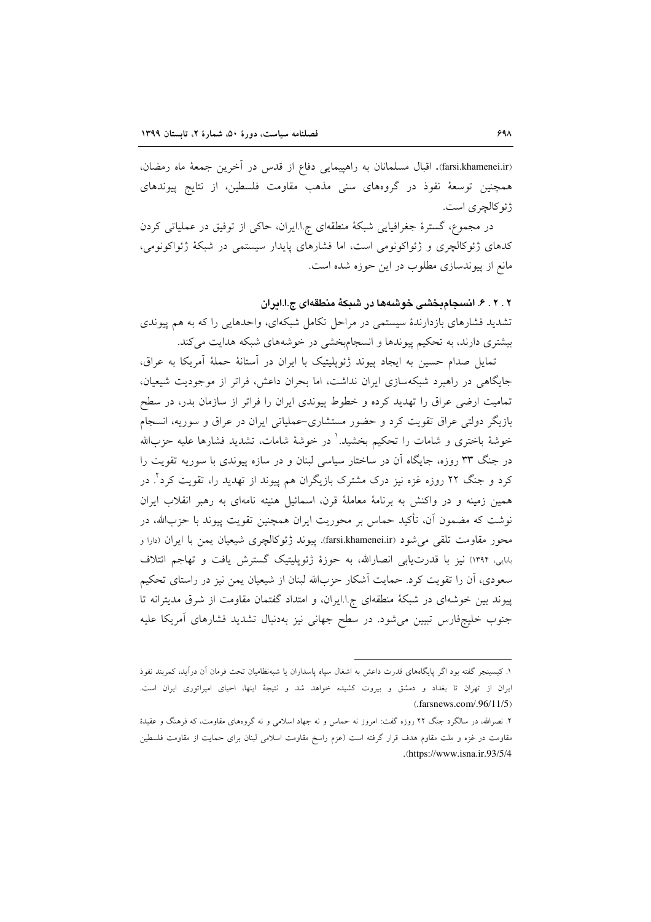(farsi.khamenei.ir). اقبال مسلمانان به راهپیمایی دفاع از قدس در آخرین جمعهٔ ماه رمضان، همچنین توسعهٔ نفوذ در گروه‌های سنی مذهب مقاومت فلسطین، از نتایج پیوندهای ژئوکالچری است.

در مجموع، گسترهٔ جغرافیایی شبکهٔ منطقه‌ای ج.ا.ایران، حاکی از توفیق در عملیاتی کردن کدهای ژئوکالچری و ژئواکونومی است، اما فشارهای پایدار سیستمی در شبکهٔ ژئواکونومی، مانع از پیوندسازی مطلوب در این حوزه شده است.

### ۲ . ۲ . ۶. انسجام‌بخشی خوشه‌ها در شبکهٔ منطقه‌ای ج.ا.ایران

تشدید فشارهای بازدارندهٔ سیستمی در مراحل تکامل شبکه‌ای، واحدهایی را که به هم پیوندی بیشتری دارند، به تحکیم پیوندها و انسجام‌بخشی در خوشه‌های شبکه هدایت می‌کند.

تمایل صدام حسین به ایجاد پیوند ژئوپلیتیک با ایران در آستانهٔ حملهٔ آمریکا به عراق، جایگاهی در راهبرد شبکه‌سازی ایران نداشت، اما بحران داعش، فراتر از موجودیت شیعیان، تمامیت ارضی عراق را تهدید کرده و خطوط پیوندی ایران را فراتر از سازمان بدر، در سطح بازیگر دولتی عراق تقویت کرد و حضور مستشاری-عملیاتی ایران در عراق و سوریه، انسجام خوشهٔ باختری و شامات را تحکیم بخشید.[1] در خوشهٔ شامات، تشدید فشارها علیه حزب‌الله در جنگ ۳۳ روزه، جایگاه آن در ساختار سیاسی لبنان و در سازه پیوندی با سوریه تقویت را کرد و جنگ ۲۲ روزه غزه نیز درک مشترک بازیگران هم پیوند از تهدید را، تقویت کرد[2]. در همین زمینه و در واکنش به برنامهٔ معاملهٔ قرن، اسمائیل هنیئه نامه‌ای به رهبر انقلاب ایران نوشت که مضمون آن، تأکید حماس بر محوریت ایران همچنین تقویت پیوند با حزب‌الله، در محور مقاومت تلقی می‌شود (farsi.khamenei.ir). پیوند ژئوکالچری شیعیان یمن با ایران (دارا و بابایی، ۱۳۹۴) نیز با قدرت‌یابی انصارالله، به حوزهٔ ژئوپلیتیک گسترش یافت و تهاجم ائتلاف سعودی، آن را تقویت کرد. حمایت آشکار حزب‌الله لبنان از شیعیان یمن نیز در راستای تحکیم پیوند بین خوشه‌ای در شبکهٔ منطقه‌ای ج.ا.ایران، و امتداد گفتمان مقاومت از شرق مدیترانه تا جنوب خلیج‌فارس تبیین می‌شود. در سطح جهانی نیز به‌دنبال تشدید فشارهای آمریکا علیه

---

۱. کیسینجر گفته بود اگر پایگاه‌های قدرت داعش به اشغال سپاه پاسداران یا شبه‌نظامیان تحت فرمان آن درآید، کمربند نفوذ ایران از تهران تا بغداد و دمشق و بیروت کشیده خواهد شد و نتیجهٔ اینها، احیای امپراتوری ایران است. (farsnews.com/.96/11/5).

۲. نصرالله، در سالگرد جنگ ۲۲ روزه گفت: امروز نه حماس و نه جهاد اسلامی و نه گروه‌های مقاومت، که فرهنگ و عقیدهٔ مقاومت در غزه و ملت مقاوم هدف قرار گرفته است (عزم راسخ مقاومت اسلامی لبنان برای حمایت از مقاومت فلسطین .(https://www.isna.ir.93/5/4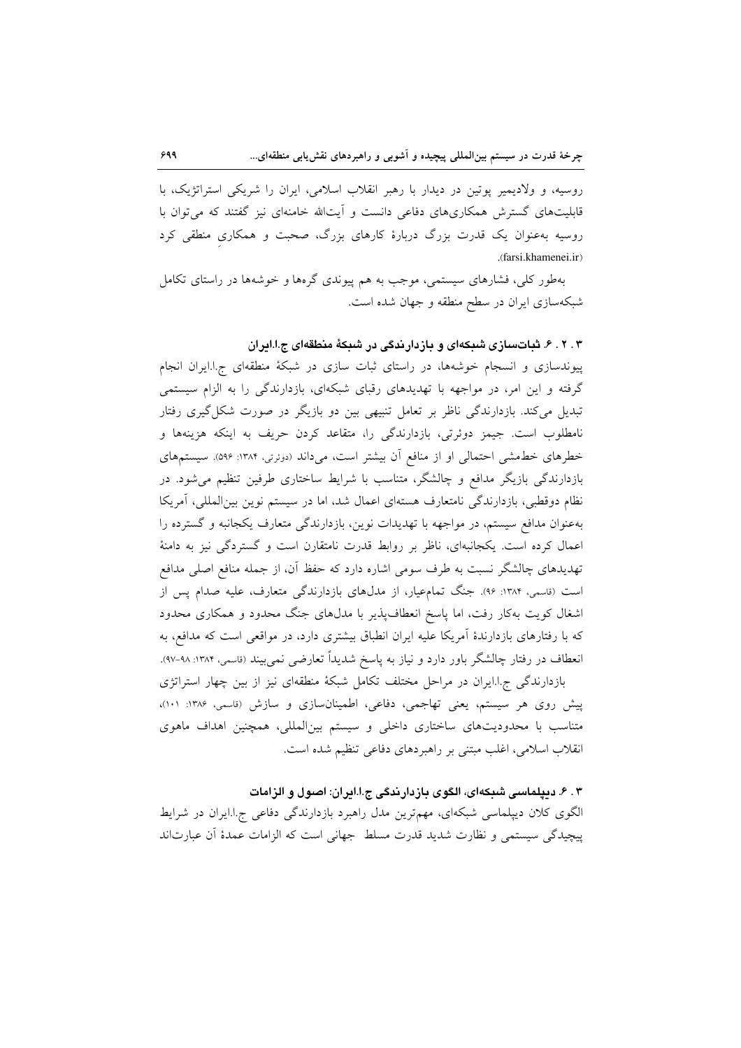روسیه، و ولادیمیر پوتین در دیدار با رهبر انقلاب اسلامی، ایران را شریکی استراتژیک، با قابلیت‌های گسترش همکاری‌های دفاعی دانست و آیت‌الله خامنه‌ای نیز گفتند که می‌توان با روسیه به‌عنوان یک قدرت بزرگ دربارهٔ کارهای بزرگ، صحبت و همکاریِ منطقی کرد (farsi.khamenei.ir).

به‌طور کلی، فشارهای سیستمی، موجب به هم پیوندی گره‌ها و خوشه‌ها در راستای تکامل شبکه‌سازی ایران در سطح منطقه و جهان شده است.

### ۳ . ۲ . ۶. ثبات‌سازی شبکه‌ای و بازدارندگی در شبکهٔ منطقه‌ای ج.ا.ایران

پیوندسازی و انسجام خوشه‌ها، در راستای ثبات سازی در شبکهٔ منطقه‌ای ج.ا.ایران انجام گرفته و این امر، در مواجهه با تهدیدهای رقبای شبکه‌ای، بازدارندگی را به الزام سیستمی تبدیل می‌کند. بازدارندگی ناظر بر تعامل تنبیهی بین دو بازیگر در صورت شکل‌گیری رفتار نامطلوب است. جیمز دوئرتی، بازدارندگی را، متقاعد کردن حریف به اینکه هزینه‌ها و خطرهای خط‌مشی احتمالی او از منافع آن بیشتر است، می‌داند (دوئرتی، ۱۳۸۴: ۵۹۶). سیستم‌های بازدارندگی بازیگر مدافع و چالشگر، متناسب با شرایط ساختاری طرفین تنظیم می‌شود. در نظام دوقطبی، بازدارندگی نامتعارف هسته‌ای اعمال شد، اما در سیستم نوین بین‌المللی، آمریکا به‌عنوان مدافع سیستم، در مواجهه با تهدیدات نوین، بازدارندگی متعارف یکجانبه و گسترده را اعمال کرده است. یکجانبه‌ای، ناظر بر روابط قدرت نامتقارن است و گستردگی نیز به دامنهٔ تهدیدهای چالشگر نسبت به طرف سومی اشاره دارد که حفظ آن، از جمله منافع اصلی مدافع است (قاسمی، ۱۳۸۴: ۹۶). جنگ تمام‌عیار، از مدل‌های بازدارندگی متعارف، علیه صدام پس از اشغال کویت به‌کار رفت، اما پاسخ انعطاف‌پذیر با مدل‌های جنگ محدود و همکاری محدود که با رفتارهای بازدارندهٔ آمریکا علیه ایران انطباق بیشتری دارد، در مواقعی است که مدافع، به انعطاف در رفتار چالشگر باور دارد و نیاز به پاسخ شدیداً تعارضی نمی‌بیند (قاسمی، ۱۳۸۴: ۹۸-۹۷).

بازدارندگی ج.ا.ایران در مراحل مختلف تکامل شبکهٔ منطقه‌ای نیز از بین چهار استراتژی پیش روی هر سیستم، یعنی تهاجمی، دفاعی، اطمینان‌سازی و سازش (قاسمی، ۱۳۸۶: ۱۰۱)، متناسب با محدودیت‌های ساختاری داخلی و سیستم بین‌المللی، همچنین اهداف ماهوی انقلاب اسلامی، اغلب مبتنی بر راهبردهای دفاعی تنظیم شده است.

### ۳ . ۶. دیپلماسی شبکه‌ای، الگوی بازدارندگی ج.ا.ایران: اصول و الزامات

الگوی کلان دیپلماسی شبکه‌ای، مهم‌ترین مدل راهبرد بازدارندگی دفاعی ج.ا.ایران در شرایط پیچیدگی سیستمی و نظارت شدید قدرت مسلط جهانی است که الزامات عمدهٔ آن عبارت‌اند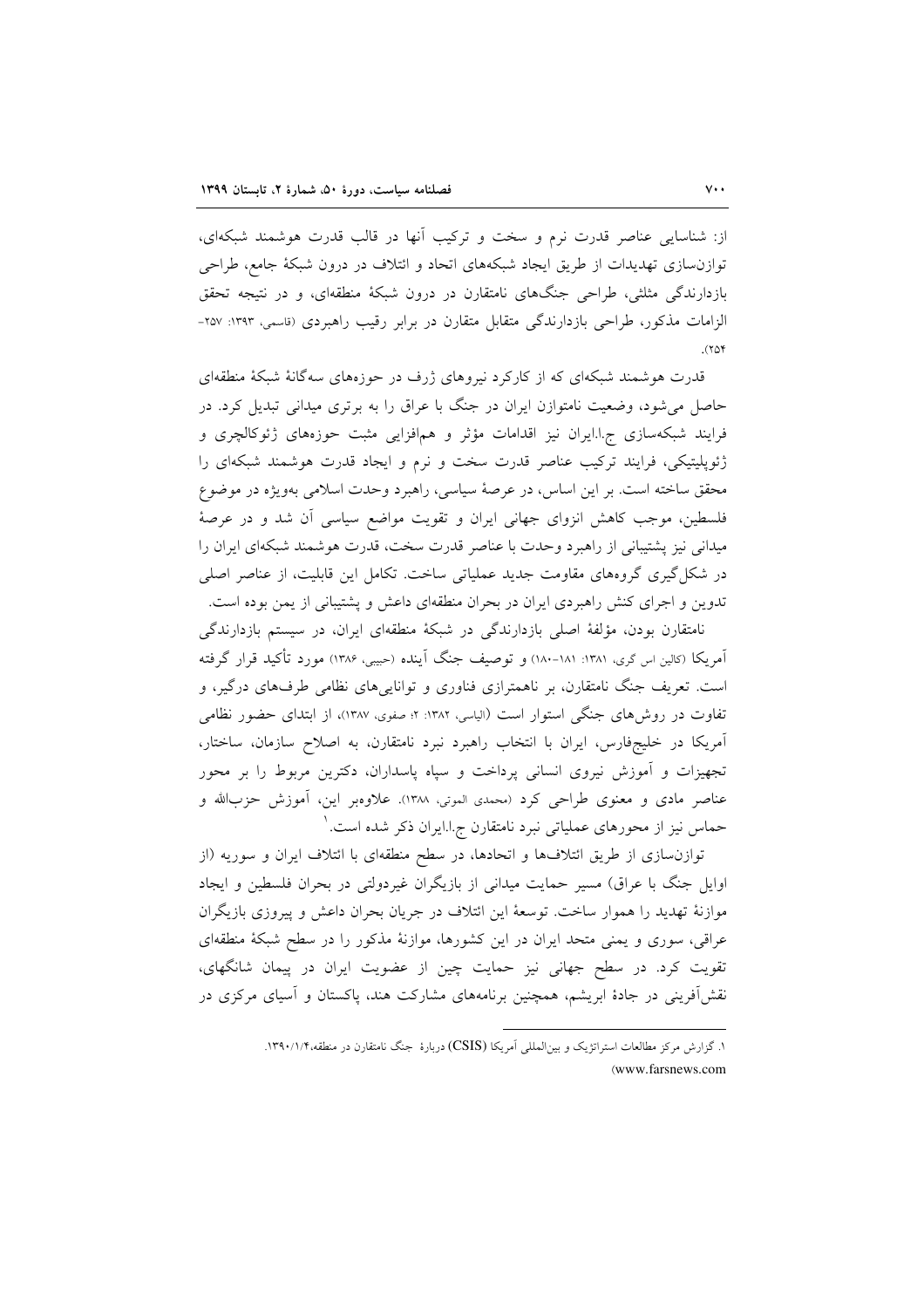از: شناسایی عناصر قدرت نرم و سخت و ترکیب آنها در قالب قدرت هوشمند شبکه‌ای، توازن‌سازی تهدیدات از طریق ایجاد شبکه‌های اتحاد و ائتلاف در درون شبکهٔ جامع، طراحی بازدارندگی مثلثی، طراحی جنگ‌های نامتقارن در درون شبکهٔ منطقه‌ای، و در نتیجه تحقق الزامات مذکور، طراحی بازدارندگی متقابل متقارن در برابر رقیب راهبردی (قاسمی، ۱۳۹۳: ۲۵۷-۲۵۴).

قدرت هوشمند شبکه‌ای که از کارکرد نیروهای ژرف در حوزه‌های سه‌گانهٔ شبکهٔ منطقه‌ای حاصل می‌شود، وضعیت نامتوازن ایران در جنگ با عراق را به برتری میدانی تبدیل کرد. در فرایند شبکه‌سازی ج.ا.ایران نیز اقدامات مؤثر و هم‌افزایی مثبت حوزه‌های ژئوکالچری و ژئوپلیتیکی، فرایند ترکیب عناصر قدرت سخت و نرم و ایجاد قدرت هوشمند شبکه‌ای را محقق ساخته است. بر این اساس، در عرصهٔ سیاسی، راهبرد وحدت اسلامی به‌ویژه در موضوع فلسطین، موجب کاهش انزوای جهانی ایران و تقویت مواضع سیاسی آن شد و در عرصهٔ میدانی نیز پشتیبانی از راهبرد وحدت با عناصر قدرت سخت، قدرت هوشمند شبکه‌ای ایران را در شکل‌گیری گروه‌های مقاومت جدید عملیاتی ساخت. تکامل این قابلیت، از عناصر اصلی تدوین و اجرای کنش راهبردی ایران در بحران منطقه‌ای داعش و پشتیبانی از یمن بوده است.

نامتقارن بودن، مؤلفهٔ اصلی بازدارندگی در شبکهٔ منطقه‌ای ایران، در سیستم بازدارندگی آمریکا (کالین اس گری، ۱۳۸۱: ۱۸۱-۱۸۰) و توصیف جنگ آینده (حبیبی، ۱۳۸۶) مورد تأکید قرار گرفته است. تعریف جنگ نامتقارن، بر ناهمترازی فناوری و توانایی‌های نظامی طرف‌های درگیر، و تفاوت در روش‌های جنگی استوار است (الیاسی، ۱۳۸۲: ۲؛ صفوی، ۱۳۸۷)، از ابتدای حضور نظامی آمریکا در خلیج‌فارس، ایران با انتخاب راهبرد نبرد نامتقارن، به اصلاح سازمان، ساختار، تجهیزات و آموزش نیروی انسانی پرداخت و سپاه پاسداران، دکترین مربوط را بر محور عناصر مادی و معنوی طراحی کرد (محمدی الموتی، ۱۳۸۸). علاوه‌بر این، آموزش حزب‌الله و حماس نیز از محورهای عملیاتی نبرد نامتقارن ج.ا.ایران ذکر شده است.[1]

توازن‌سازی از طریق ائتلاف‌ها و اتحادها، در سطح منطقه‌ای با ائتلاف ایران و سوریه (از اوایل جنگ با عراق) مسیر حمایت میدانی از بازیگران غیردولتی در بحران فلسطین و ایجاد موازنهٔ تهدید را هموار ساخت. توسعهٔ این ائتلاف در جریان بحران داعش و پیروزی بازیگران عراقی، سوری و یمنی متحد ایران در این کشورها، موازنهٔ مذکور را در سطح شبکهٔ منطقه‌ای تقویت کرد. در سطح جهانی نیز حمایت چین از عضویت ایران در پیمان شانگهای، نقش‌آفرینی در جادهٔ ابریشم، همچنین برنامه‌های مشارکت هند، پاکستان و آسیای مرکزی در

---

۱. گزارش مرکز مطالعات استراتژیک و بین‌المللی آمریکا (CSIS) دربارهٔ جنگ نامتقارن در منطقه،۱۳۹۰/۱/۴، www.farsnews.com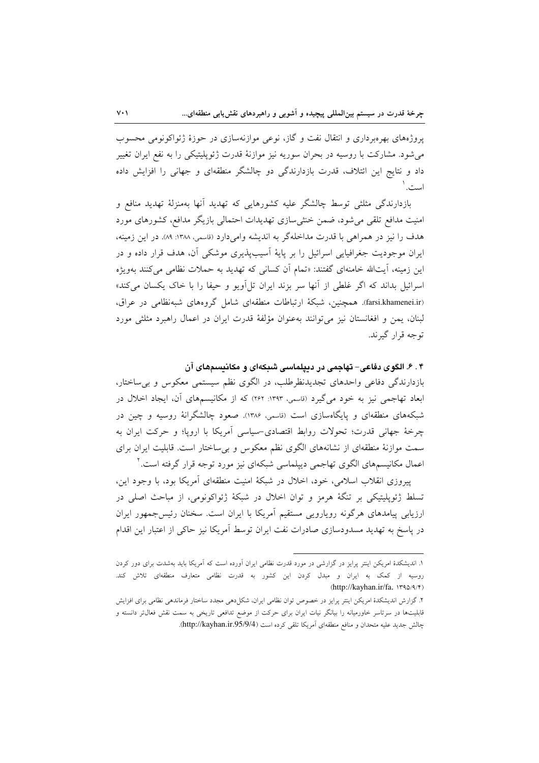پروژه‌های بهره‌برداری و انتقال نفت و گاز، نوعی موازنه‌سازی در حوزهٔ ژئواکونومی محسوب می‌شود. مشارکت با روسیه در بحران سوریه نیز موازنهٔ قدرت ژئوپلیتیکی را به نفع ایران تغییر داد و نتایج این ائتلاف، قدرت بازدارندگی دو چالشگر منطقه‌ای و جهانی را افزایش داده است.[1]

بازدارندگی مثلثی توسط چالشگر علیه کشورهایی که تهدید آنها به‌منزلهٔ تهدید منافع و امنیت مدافع تلقی می‌شود، ضمن خنثی‌سازی تهدیدات احتمالی بازیگر مدافع، کشورهای مورد هدف را نیز در همراهی با قدرت مداخله‌گر به اندیشه وامی‌دارد (قاسمی، ۱۳۸۸: ۸۹). در این زمینه، ایران موجودیت جغرافیایی اسرائیل را بر پایهٔ آسیب‌پذیری موشکی آن، هدف قرار داده و در این زمینه، آیت‌الله خامنه‌ای گفتند: «تمام آن کسانی که تهدید به حملات نظامی می‌کنند به‌ویژه اسرائیل بداند که اگر غلطی از آنها سر بزند ایران تل‌آویو و حیفا را با خاک یکسان می‌کند» (farsi.khamenei.ir). همچنین، شبکهٔ ارتباطات منطقه‌ای شامل گروه‌های شبه‌نظامی در عراق، لبنان، یمن و افغانستان نیز می‌توانند به‌عنوان مؤلفهٔ قدرت ایران در اعمال راهبرد مثلثی مورد توجه قرار گیرند.

### ۴. ۶. الگوی دفاعی- تهاجمی در دیپلماسی شبکه‌ای و مکانیسم‌های آن

بازدارندگی دفاعی واحدهای تجدیدنظرطلب، در الگوی نظم سیستمی معکوس و بی‌ساختار، ابعاد تهاجمی نیز به خود می‌گیرد (قاسمی، ۱۳۹۳: ۲۶۲) که از مکانیسم‌های آن، ایجاد اخلال در شبکه‌های منطقه‌ای و پایگاه‌سازی است (قاسمی، ۱۳۸۶). صعود چالشگرانهٔ روسیه و چین در چرخهٔ جهانی قدرت؛ تحولات روابط اقتصادی-سیاسی آمریکا با اروپا؛ و حرکت ایران به سمت موازنهٔ منطقه‌ای از نشانه‌های الگوی نظم معکوس و بی‌ساختار است. قابلیت ایران برای اعمال مکانیسم‌های الگوی تهاجمی دیپلماسی شبکه‌ای نیز مورد توجه قرار گرفته است.[2]

پیروزی انقلاب اسلامی، خود، اخلال در شبکهٔ امنیت منطقه‌ای آمریکا بود، با وجود این، تسلط ژئوپلیتیکی بر تنگهٔ هرمز و توان اخلال در شبکهٔ ژئواکونومی، از مباحث اصلی در ارزیابی پیامدهای هرگونه رویارویی مستقیم آمریکا با ایران است. سخنان رئیس‌جمهور ایران در پاسخ به تهدید مسدودسازی صادرات نفت ایران توسط آمریکا نیز حاکی از اعتبار این اقدام

---

۱. اندیشکدهٔ امریکن اینتر پرایز در گزارشی در مورد قدرت نظامی ایران آورده است که آمریکا باید به‌شدت برای دور کردن روسیه از کمک به ایران و مبدل کردن این کشور به قدرت نظامی منطقه‌ای متعارف منطقه‌ای تلاش کند. (http://kayhan.ir/fa. ۱۳۹۵/۹/۴)

۲. گزارش اندیشکدهٔ امریکن اینتر پرایز در خصوص توان نظامی ایران، شکل‌دهی مجدد ساختار فرماندهی نظامی برای افزایش قابلیت‌ها در سرتاسر خاورمیانه را بیانگر نیات ایران برای حرکت از موضع تدافعی تاریخی به سمت نقش فعال‌تر دانسته و چالش جدید علیه متحدان و منافع منطقه‌ای آمریکا تلقی کرده است (http://kayhan.ir.95/9/4).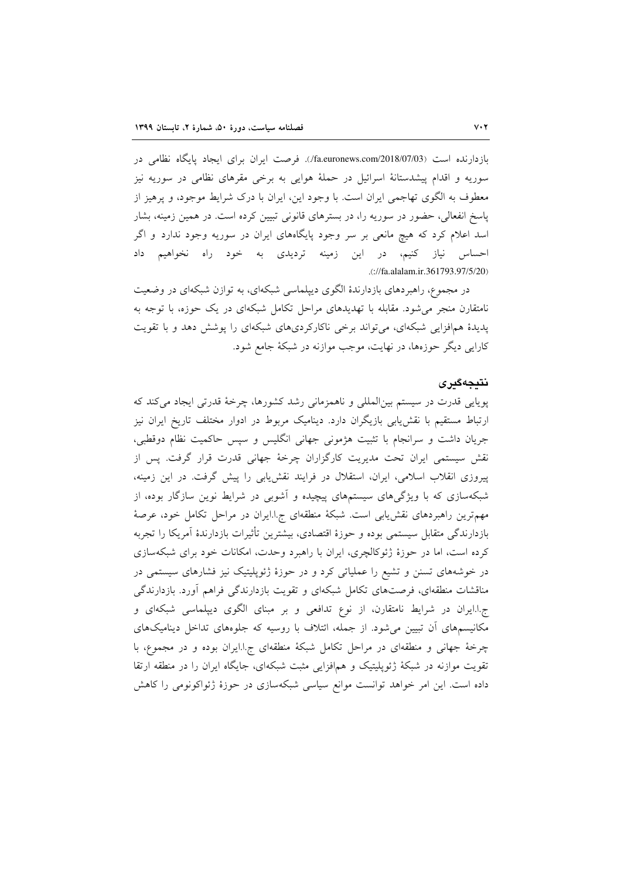بازدارنده است (fa.euronews.com/2018/07/03/). فرصت ایران برای ایجاد پایگاه نظامی در سوریه و اقدام پیشدستانهٔ اسرائیل در حملهٔ هوایی به برخی مقرهای نظامی در سوریه نیز معطوف به الگوی تهاجمی ایران است. با وجود این، ایران با درک شرایط موجود، و پرهیز از پاسخ انفعالی، حضور در سوریه را، در بسترهای قانونی تبیین کرده است. در همین زمینه، بشار اسد اعلام کرد که هیچ مانعی بر سر وجود پایگاه‌های ایران در سوریه وجود ندارد و اگر احساس نیاز کنیم، در این زمینه تردیدی به خود راه نخواهیم داد (://fa.alalam.ir.361793.97/5/20).

در مجموع، راهبردهای بازدارندهٔ الگوی دیپلماسی شبکه‌ای، به توازن شبکه‌ای در وضعیت نامتقارن منجر می‌شود. مقابله با تهدیدهای مراحل تکامل شبکه‌ای در یک حوزه، با توجه به پدیدهٔ هم‌افزایی شبکه‌ای، می‌تواند برخی ناکارکردی‌های شبکه‌ای را پوشش دهد و با تقویت کارایی دیگر حوزه‌ها، در نهایت، موجب موازنه در شبکهٔ جامع شود.

## نتیجه‌گیری

پویایی قدرت در سیستم بین‌المللی و ناهمزمانی رشد کشورها، چرخهٔ قدرتی ایجاد می‌کند که ارتباط مستقیم با نقش‌یابی بازیگران دارد. دینامیک مربوط در ادوار مختلف تاریخ ایران نیز جریان داشت و سرانجام با تثبیت هژمونی جهانی انگلیس و سپس حاکمیت نظام دوقطبی، نقش سیستمی ایران تحت مدیریت کارگزاران چرخهٔ جهانی قدرت قرار گرفت. پس از پیروزی انقلاب اسلامی، ایران، استقلال در فرایند نقش‌یابی را پیش گرفت. در این زمینه، شبکه‌سازی که با ویژگی‌های سیستم‌های پیچیده و آشوبی در شرایط نوین سازگار بوده، از مهم‌ترین راهبردهای نقش‌یابی است. شبکهٔ منطقه‌ای ج.ا.ایران در مراحل تکامل خود، عرصهٔ بازدارندگی متقابل سیستمی بوده و حوزهٔ اقتصادی، بیشترین تأثیرات بازدارندهٔ آمریکا را تجربه کرده است، اما در حوزهٔ ژئوکالچری، ایران با راهبرد وحدت، امکانات خود برای شبکه‌سازی در خوشه‌های تسنن و تشیع را عملیاتی کرد و در حوزهٔ ژئوپلیتیک نیز فشارهای سیستمی در مناقشات منطقه‌ای، فرصت‌های تکامل شبکه‌ای و تقویت بازدارندگی فراهم آورد. بازدارندگی ج.ا.ایران در شرایط نامتقارن، از نوع تدافعی و بر مبنای الگوی دیپلماسی شبکه‌ای و مکانیسم‌های آن تبیین می‌شود. از جمله، ائتلاف با روسیه که جلوه‌های تداخل دینامیک‌های چرخهٔ جهانی و منطقه‌ای در مراحل تکامل شبکهٔ منطقه‌ای ج.ا.ایران بوده و در مجموع، با تقویت موازنه در شبکهٔ ژئوپلیتیک و هم‌افزایی مثبت شبکه‌ای، جایگاه ایران را در منطقه ارتقا داده است. این امر خواهد توانست موانع سیاسی شبکه‌سازی در حوزهٔ ژئواکونومی را کاهش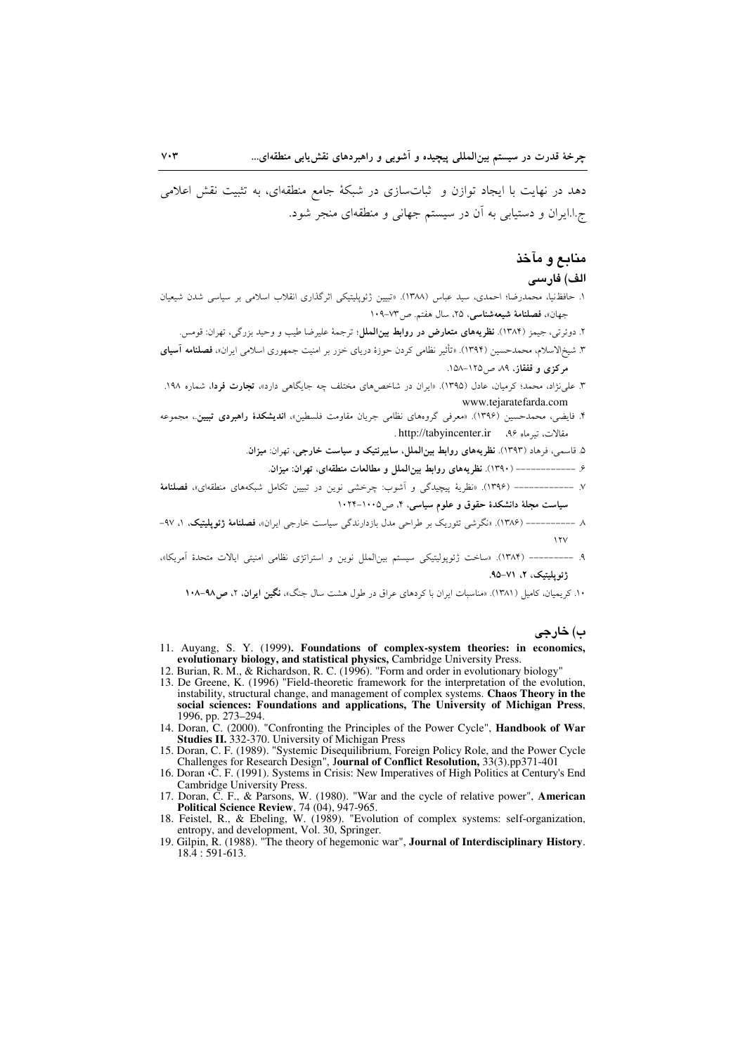دهد در نهایت با ایجاد توازن و ثبات‌سازی در شبکهٔ جامع منطقه‌ای، به تثبیت نقش اعلامی ج.ا.ایران و دستیابی به آن در سیستم جهانی و منطقه‌ای منجر شود.

## منابع و مآخذ

### الف) فارسی

۱. حافظ‌نیا، محمدرضا؛ احمدی، سید عباس (۱۳۸۸). «تبیین ژئوپلیتیکی اثرگذاری انقلاب اسلامی بر سیاسی شدن شیعیان جهان»، **فصلنامهٔ شیعه‌شناسی**، ۲۵، سال هفتم. ص۷۳-۱۰۹

۲. دوئرتی، جیمز (۱۳۸۴). **نظریه‌های متعارض در روابط بین‌الملل**؛ ترجمهٔ علیرضا طیب و وحید بزرگی، تهران: قومس.

۳. شیخ‌الاسلام، محمدحسین (۱۳۹۴). «تأثیر نظامی کردن حوزهٔ دریای خزر بر امنیت جمهوری اسلامی ایران»، **فصلنامه آسیای مرکزی و قفقاز**، ۸۹، ص۱۲۵-۱۵۸.

۳. علی‌نژاد، محمد؛ کرمیان، عادل (۱۳۹۵). «ایران در شاخص‌های مختلف چه جایگاهی دارد»، **تجارت فردا**، شماره ۱۹۸. www.tejaratefarda.com

۴. فایضی، محمدحسین (۱۳۹۶). «معرفی گروه‌های نظامی جریان مقاومت فلسطین»، **اندیشکدهٔ راهبردی تبیین**، مجموعه مقالات، تیرماه ۹۶، http://tabyincenter.ir .

۵. قاسمی، فرهاد (۱۳۹۳). **نظریه‌های روابط بین‌الملل، سایبرنتیک و سیاست خارجی**، تهران: **میزان**.

۶. ------------ (۱۳۹۰). **نظریه‌های روابط بین‌الملل و مطالعات منطقه‌ای، تهران: میزان**.

۷. ------------ (۱۳۹۶). «نظریهٔ پیچیدگی و آشوب: چرخشی نوین در تبیین تکامل شبکه‌های منطقه‌ای»، **فصلنامهٔ سیاست مجلهٔ دانشکدهٔ حقوق و علوم سیاسی**، ۴، ص۱۰۰۵-۱۰۲۴

۸. ---------- (۱۳۸۶). «نگرشی تئوریک بر طراحی مدل بازدارندگی سیاست خارجی ایران»، **فصلنامهٔ ژئوپلیتیک**، ۱، ۹۷-۱۲۷

۹. --------- (۱۳۸۴). «ساخت ژئوپولیتیکی سیستم بین‌الملل نوین و استراتژی نظامی امنیتی ایالات متحدهٔ آمریکا»، **ژئوپلیتیک، ۲، ۷۱-۹۵.**

۱۰. کریمیان، کامیل (۱۳۸۱). «مناسبات ایران با کردهای عراق در طول هشت سال جنگ»، **نگین ایران، ۲، ص۹۸-۱۰۸**

### ب) خارجی

11. Auyang, S. Y. (1999). **Foundations of complex-system theories: in economics, evolutionary biology, and statistical physics,** Cambridge University Press.
12. Burian, R. M., & Richardson, R. C. (1996). "Form and order in evolutionary biology"
13. De Greene, K. (1996) "Field-theoretic framework for the interpretation of the evolution, instability, structural change, and management of complex systems. **Chaos Theory in the social sciences: Foundations and applications, The University of Michigan Press**, 1996, pp. 273–294.
14. Doran, C. (2000). "Confronting the Principles of the Power Cycle", **Handbook of War Studies II.** 332-370. University of Michigan Press
15. Doran, C. F. (1989). "Systemic Disequilibrium, Foreign Policy Role, and the Power Cycle Challenges for Research Design", **Journal of Conflict Resolution,** 33(3).pp371-401
16. Doran ،C. F. (1991). Systems in Crisis: New Imperatives of High Politics at Century's End Cambridge University Press.
17. Doran, C. F., & Parsons, W. (1980). "War and the cycle of relative power", **American Political Science Review**, 74 (04), 947-965.
18. Feistel, R., & Ebeling, W. (1989). "Evolution of complex systems: self-organization, entropy, and development, Vol. 30, Springer.
19. Gilpin, R. (1988). "The theory of hegemonic war", **Journal of Interdisciplinary History**. 18.4 : 591-613.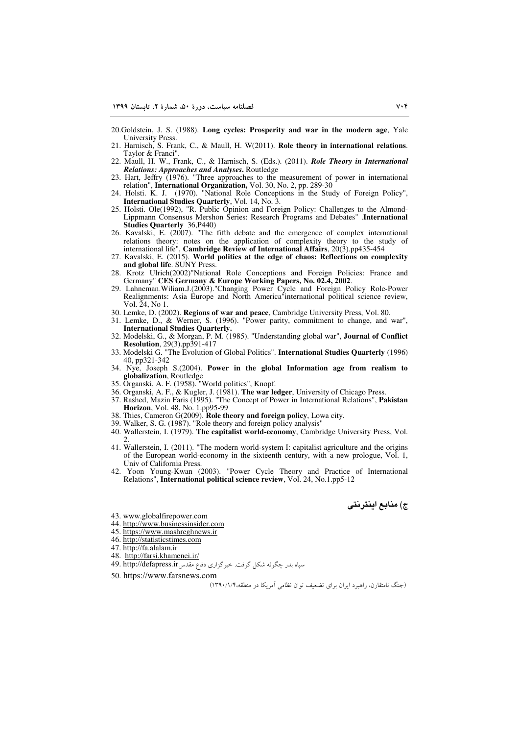20.Goldstein, J. S. (1988). **Long cycles: Prosperity and war in the modern age**, Yale University Press.

21. Harnisch, S. Frank, C., & Maull, H. W(2011). **Role theory in international relations**. Taylor & Franci".

22. Maull, H. W., Frank, C., & Harnisch, S. (Eds.). (2011). ***Role Theory in International Relations: Approaches and Analyses***. Routledge

23. Hart, Jeffry (1976). "Three approaches to the measurement of power in international relation", **International Organization,** Vol. 30, No. 2, pp. 289-30

24. Holsti. K. J. (1970). "National Role Conceptions in the Study of Foreign Policy", **International Studies Quarterly**, Vol. 14, No. 3.

25. Holsti. Ole(1992), "R. Public Opinion and Foreign Policy: Challenges to the Almond-Lippmann Consensus Mershon Series: Research Programs and Debates" .**International Studies Quarterly** 36,P440)

26. Kavalski, E. (2007). "The fifth debate and the emergence of complex international relations theory: notes on the application of complexity theory to the study of international life", **Cambridge Review of International Affairs**, 20(3).pp435-454

27. Kavalski, E. (2015). **World politics at the edge of chaos: Reflections on complexity and global life**. SUNY Press.

28. Krotz Ulrich(2002)"National Role Conceptions and Foreign Policies: France and Germany" **CES Germany & Europe Working Papers, No. 02.4, 2002**.

29. Lahneman.Wiliam.J.(2003)."Changing Power Cycle and Foreign Policy Role-Power Realignments: Asia Europe and North America"international political science review, Vol. 24, No 1.

30. Lemke, D. (2002). **Regions of war and peace**, Cambridge University Press, Vol. 80.

31. Lemke, D., & Werner, S. (1996). "Power parity, commitment to change, and war", **International Studies Quarterly.**

32. Modelski, G., & Morgan, P. M. (1985). "Understanding global war", **Journal of Conflict Resolution**, 29(3).pp391-417

33. Modelski G. "The Evolution of Global Politics". **International Studies Quarterly** (1996) 40, pp321-342

34. Nye, Joseph S.(2004). **Power in the global Information age from realism to globalization**, Routledge

35. Organski, A. F. (1958). "World politics", Knopf.

36. Organski, A. F., & Kugler, J. (1981). **The war ledger**, University of Chicago Press.

37. Rashed, Mazin Faris (1995). "The Concept of Power in International Relations", **Pakistan Horizon**, Vol. 48, No. 1.pp95-99

38. Thies, Cameron G(2009). **Role theory and foreign policy**, Lowa city.

39. Walker, S. G. (1987). "Role theory and foreign policy analysis"

40. Wallerstein, I. (1979). **The capitalist world-economy**, Cambridge University Press, Vol. 2.

41. Wallerstein, I. (2011). "The modern world-system I: capitalist agriculture and the origins of the European world-economy in the sixteenth century, with a new prologue, Vol. 1, Univ of California Press.

42. Yoon Young-Kwan (2003). "Power Cycle Theory and Practice of International Relations", **International political science review**, Vol. 24, No.1.pp5-12

## ج) منابع اینترنتی

43. www.globalfirepower.com
44. http://www.businessinsider.com
45. https://www.mashreghnews.ir
46. http://statisticstimes.com
47. http://fa.alalam.ir
48. http://farsi.khamenei.ir/
49. http://defapress.ir سپاه بدر چگونه شکل گرفت. خبرگزاری دفاع مقدس
50. https://www.farsnews.com

(جنگ نامتقارن، راهبرد ایران برای تضعیف توان نظامی آمریکا در منطقه،۱۳۹۰/۱/۴)